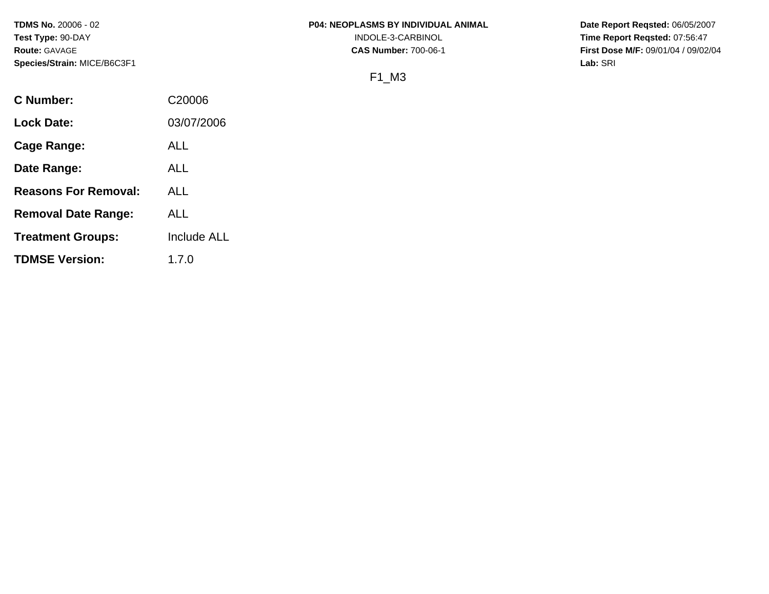**TDMS No.** 20006 - 02
**Test Type:** 90-DAY
**Route:** GAVAGE
**Species/Strain:** MICE/B6C3F1

**P04: NEOPLASMS BY INDIVIDUAL ANIMAL**
INDOLE-3-CARBINOL
**CAS Number:** 700-06-1

**Date Report Reqsted:** 06/05/2007
**Time Report Reqsted:** 07:56:47
**First Dose M/F:** 09/01/04 / 09/02/04
**Lab:** SRI

F1_M3

| | |
|---|---|
| **C Number:** | C20006 |
| **Lock Date:** | 03/07/2006 |
| **Cage Range:** | ALL |
| **Date Range:** | ALL |
| **Reasons For Removal:** | ALL |
| **Removal Date Range:** | ALL |
| **Treatment Groups:** | Include ALL |
| **TDMSE Version:** | 1.7.0 |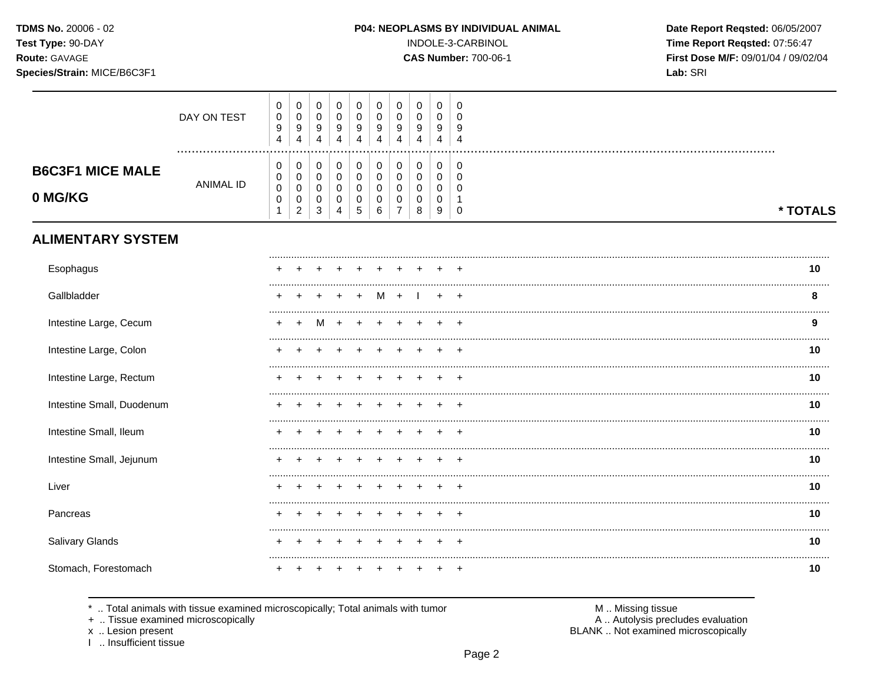**TDMS No.** 20006 - 02
**Test Type:** 90-DAY
**Route:** GAVAGE
**Species/Strain:** MICE/B6C3F1

**P04: NEOPLASMS BY INDIVIDUAL ANIMAL**
INDOLE-3-CARBINOL
**CAS Number:** 700-06-1

**Date Report Reqsted:** 06/05/2007
**Time Report Reqsted:** 07:56:47
**First Dose M/F:** 09/01/04 / 09/02/04
**Lab:** SRI

## B6C3F1 MICE MALE
## 0 MG/KG

| | | | | | | | | | | | |
|---|---|---|---|---|---|---|---|---|---|---|---|
| DAY ON TEST | 0094 | 0094 | 0094 | 0094 | 0094 | 0094 | 0094 | 0094 | 0094 | 0094 | |
| ANIMAL ID | 00001 | 00002 | 00003 | 00004 | 00005 | 00006 | 00007 | 00008 | 00009 | 00010 | * TOTALS |
| **ALIMENTARY SYSTEM** | | | | | | | | | | | |
| Esophagus | + | + | + | + | + | + | + | + | + | + | 10 |
| Gallbladder | + | + | + | + | + | M | + | I | + | + | 8 |
| Intestine Large, Cecum | + | + | M | + | + | + | + | + | + | + | 9 |
| Intestine Large, Colon | + | + | + | + | + | + | + | + | + | + | 10 |
| Intestine Large, Rectum | + | + | + | + | + | + | + | + | + | + | 10 |
| Intestine Small, Duodenum | + | + | + | + | + | + | + | + | + | + | 10 |
| Intestine Small, Ileum | + | + | + | + | + | + | + | + | + | + | 10 |
| Intestine Small, Jejunum | + | + | + | + | + | + | + | + | + | + | 10 |
| Liver | + | + | + | + | + | + | + | + | + | + | 10 |
| Pancreas | + | + | + | + | + | + | + | + | + | + | 10 |
| Salivary Glands | + | + | + | + | + | + | + | + | + | + | 10 |
| Stomach, Forestomach | + | + | + | + | + | + | + | + | + | + | 10 |

* .. Total animals with tissue examined microscopically; Total animals with tumor
+ .. Tissue examined microscopically
x .. Lesion present
I .. Insufficient tissue

M .. Missing tissue
A .. Autolysis precludes evaluation
BLANK .. Not examined microscopically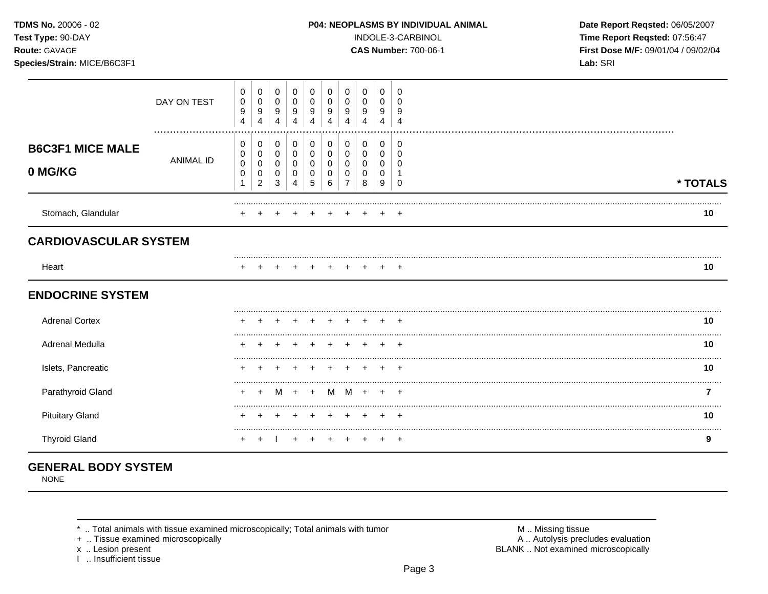**TDMS No.** 20006 - 02
**Test Type:** 90-DAY
**Route:** GAVAGE
**Species/Strain:** MICE/B6C3F1

**P04: NEOPLASMS BY INDIVIDUAL ANIMAL**
INDOLE-3-CARBINOL
**CAS Number:** 700-06-1

**Date Report Reqsted:** 06/05/2007
**Time Report Reqsted:** 07:56:47
**First Dose M/F:** 09/01/04 / 09/02/04
**Lab:** SRI

| **B6C3F1 MICE MALE 0 MG/KG** | | | | | | | | | | | |
|---|---|---|---|---|---|---|---|---|---|---|---|
| DAY ON TEST | 0094 | 0094 | 0094 | 0094 | 0094 | 0094 | 0094 | 0094 | 0094 | 0094 | |
| ANIMAL ID | 00001 | 00002 | 00003 | 00004 | 00005 | 00006 | 00007 | 00008 | 00009 | 00010 | **\* TOTALS** |
| Stomach, Glandular | + | + | + | + | + | + | + | + | + | + | **10** |
| **CARDIOVASCULAR SYSTEM** | | | | | | | | | | | |
| Heart | + | + | + | + | + | + | + | + | + | + | **10** |
| **ENDOCRINE SYSTEM** | | | | | | | | | | | |
| Adrenal Cortex | + | + | + | + | + | + | + | + | + | + | **10** |
| Adrenal Medulla | + | + | + | + | + | + | + | + | + | + | **10** |
| Islets, Pancreatic | + | + | + | + | + | + | + | + | + | + | **10** |
| Parathyroid Gland | + | + | M | + | + | M | M | + | + | + | **7** |
| Pituitary Gland | + | + | + | + | + | + | + | + | + | + | **10** |
| Thyroid Gland | + | + | I | + | + | + | + | + | + | + | **9** |

## GENERAL BODY SYSTEM

NONE

\* .. Total animals with tissue examined microscopically; Total animals with tumor
+ .. Tissue examined microscopically
x .. Lesion present
I .. Insufficient tissue

M .. Missing tissue
A .. Autolysis precludes evaluation
BLANK .. Not examined microscopically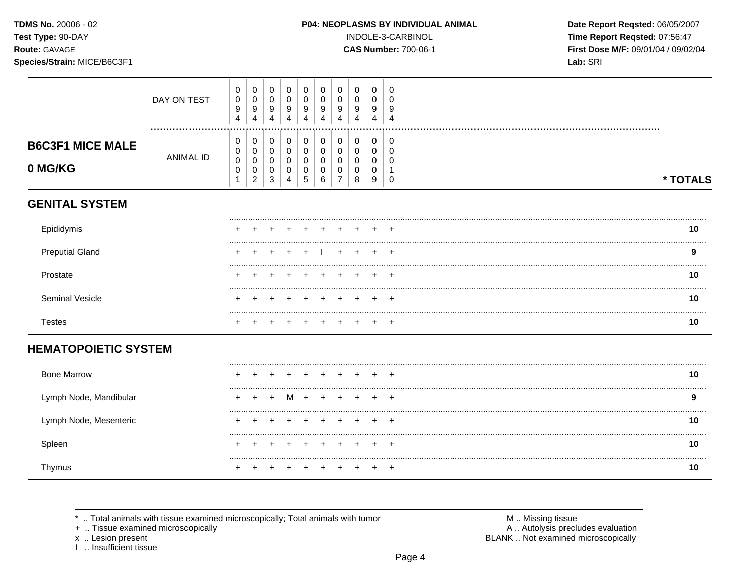**TDMS No.** 20006 - 02
**Test Type:** 90-DAY
**Route:** GAVAGE
**Species/Strain:** MICE/B6C3F1

**P04: NEOPLASMS BY INDIVIDUAL ANIMAL**
INDOLE-3-CARBINOL
**CAS Number:** 700-06-1

**Date Report Reqsted:** 06/05/2007
**Time Report Reqsted:** 07:56:47
**First Dose M/F:** 09/01/04 / 09/02/04
**Lab:** SRI

## B6C3F1 MICE MALE 0 MG/KG

| | | | | | | | | | | | |
|---|---|---|---|---|---|---|---|---|---|---|---|
| DAY ON TEST | 0094 | 0094 | 0094 | 0094 | 0094 | 0094 | 0094 | 0094 | 0094 | 0094 | |
| ANIMAL ID | 00001 | 00002 | 00003 | 00004 | 00005 | 00006 | 00007 | 00008 | 00009 | 00010 | * TOTALS |
| **GENITAL SYSTEM** | | | | | | | | | | | |
| Epididymis | + | + | + | + | + | + | + | + | + | + | **10** |
| Preputial Gland | + | + | + | + | + | I | + | + | + | + | **9** |
| Prostate | + | + | + | + | + | + | + | + | + | + | **10** |
| Seminal Vesicle | + | + | + | + | + | + | + | + | + | + | **10** |
| Testes | + | + | + | + | + | + | + | + | + | + | **10** |
| **HEMATOPOIETIC SYSTEM** | | | | | | | | | | | |
| Bone Marrow | + | + | + | + | + | + | + | + | + | + | **10** |
| Lymph Node, Mandibular | + | + | + | M | + | + | + | + | + | + | **9** |
| Lymph Node, Mesenteric | + | + | + | + | + | + | + | + | + | + | **10** |
| Spleen | + | + | + | + | + | + | + | + | + | + | **10** |
| Thymus | + | + | + | + | + | + | + | + | + | + | **10** |

\* .. Total animals with tissue examined microscopically; Total animals with tumor
\+ .. Tissue examined microscopically
x .. Lesion present
I .. Insufficient tissue

M .. Missing tissue
A .. Autolysis precludes evaluation
BLANK .. Not examined microscopically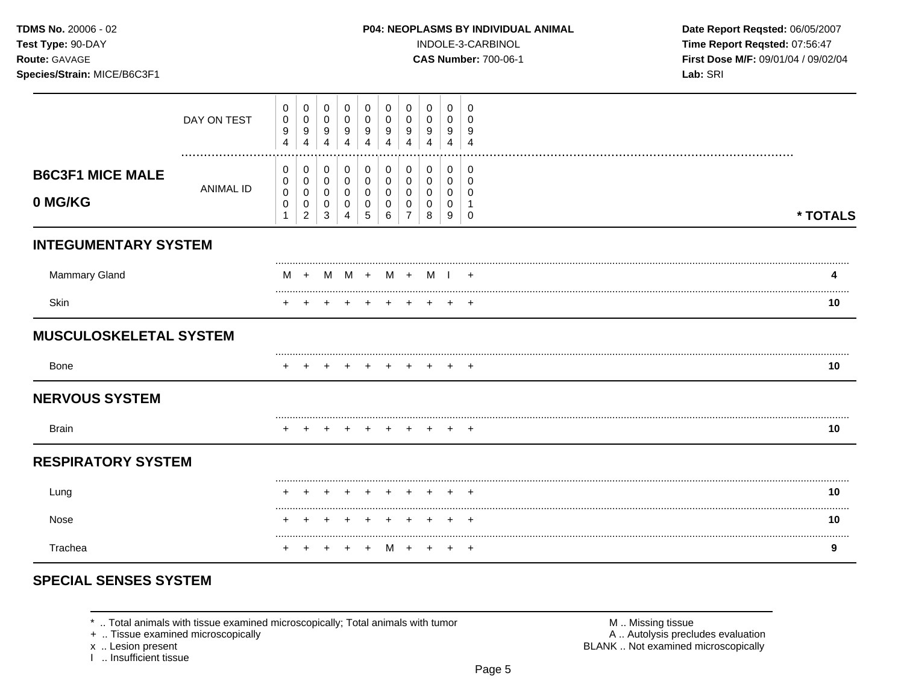**TDMS No.** 20006 - 02
**Test Type:** 90-DAY
**Route:** GAVAGE
**Species/Strain:** MICE/B6C3F1

**P04: NEOPLASMS BY INDIVIDUAL ANIMAL**
INDOLE-3-CARBINOL
**CAS Number:** 700-06-1

**Date Report Reqsted:** 06/05/2007
**Time Report Reqsted:** 07:56:47
**First Dose M/F:** 09/01/04 / 09/02/04
**Lab:** SRI

| | | | | | | | | | | | |
|---|---|---|---|---|---|---|---|---|---|---|---|
| DAY ON TEST | 0094 | 0094 | 0094 | 0094 | 0094 | 0094 | 0094 | 0094 | 0094 | 0094 | |
| **B6C3F1 MICE MALE 0 MG/KG** — ANIMAL ID | 00001 | 00002 | 00003 | 00004 | 00005 | 00006 | 00007 | 00008 | 00009 | 00010 | **\* TOTALS** |
| **INTEGUMENTARY SYSTEM** | | | | | | | | | | | |
| Mammary Gland | M | + | M | M | + | M | + | M | I | + | **4** |
| Skin | + | + | + | + | + | + | + | + | + | + | **10** |
| **MUSCULOSKELETAL SYSTEM** | | | | | | | | | | | |
| Bone | + | + | + | + | + | + | + | + | + | + | **10** |
| **NERVOUS SYSTEM** | | | | | | | | | | | |
| Brain | + | + | + | + | + | + | + | + | + | + | **10** |
| **RESPIRATORY SYSTEM** | | | | | | | | | | | |
| Lung | + | + | + | + | + | + | + | + | + | + | **10** |
| Nose | + | + | + | + | + | + | + | + | + | + | **10** |
| Trachea | + | + | + | + | + | M | + | + | + | + | **9** |
| **SPECIAL SENSES SYSTEM** | | | | | | | | | | | |

\* .. Total animals with tissue examined microscopically; Total animals with tumor
\+ .. Tissue examined microscopically
x .. Lesion present
I .. Insufficient tissue

M .. Missing tissue
A .. Autolysis precludes evaluation
BLANK .. Not examined microscopically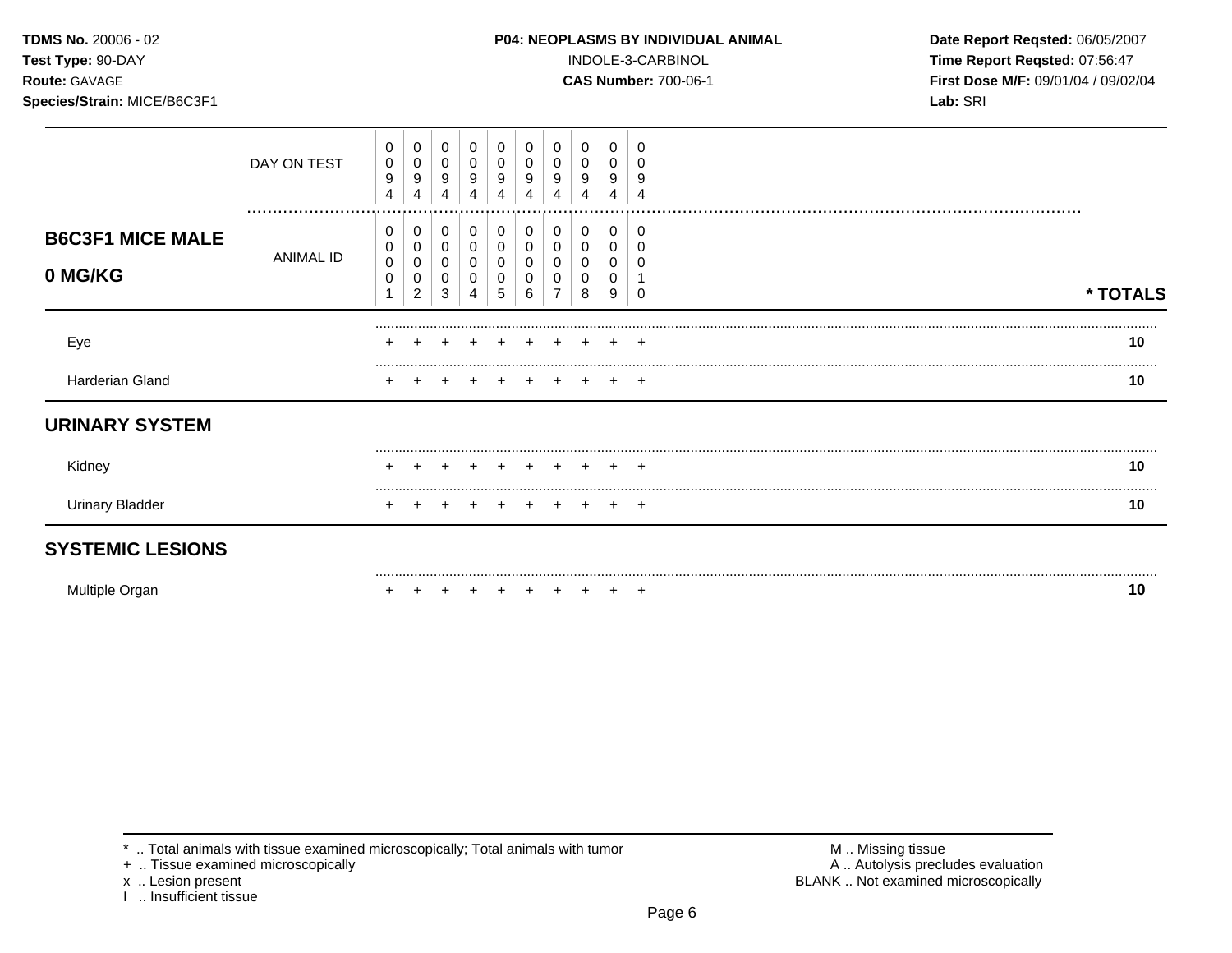**TDMS No.** 20006 - 02
**Test Type:** 90-DAY
**Route:** GAVAGE
**Species/Strain:** MICE/B6C3F1

**P04: NEOPLASMS BY INDIVIDUAL ANIMAL**
INDOLE-3-CARBINOL
**CAS Number:** 700-06-1

**Date Report Reqsted:** 06/05/2007
**Time Report Reqsted:** 07:56:47
**First Dose M/F:** 09/01/04 / 09/02/04
**Lab:** SRI

| | | | | | | | | | | | |
|---|---|---|---|---|---|---|---|---|---|---|---|
| DAY ON TEST | 0094 | 0094 | 0094 | 0094 | 0094 | 0094 | 0094 | 0094 | 0094 | 0094 | |
| **B6C3F1 MICE MALE 0 MG/KG** — ANIMAL ID | 00001 | 00002 | 00003 | 00004 | 00005 | 00006 | 00007 | 00008 | 00009 | 00010 | *** TOTALS** |
| Eye | + | + | + | + | + | + | + | + | + | + | **10** |
| Harderian Gland | + | + | + | + | + | + | + | + | + | + | **10** |
| **URINARY SYSTEM** | | | | | | | | | | | |
| Kidney | + | + | + | + | + | + | + | + | + | + | **10** |
| Urinary Bladder | + | + | + | + | + | + | + | + | + | + | **10** |
| **SYSTEMIC LESIONS** | | | | | | | | | | | |
| Multiple Organ | + | + | + | + | + | + | + | + | + | + | **10** |

* .. Total animals with tissue examined microscopically; Total animals with tumor
+ .. Tissue examined microscopically
x .. Lesion present
I .. Insufficient tissue

M .. Missing tissue
A .. Autolysis precludes evaluation
BLANK .. Not examined microscopically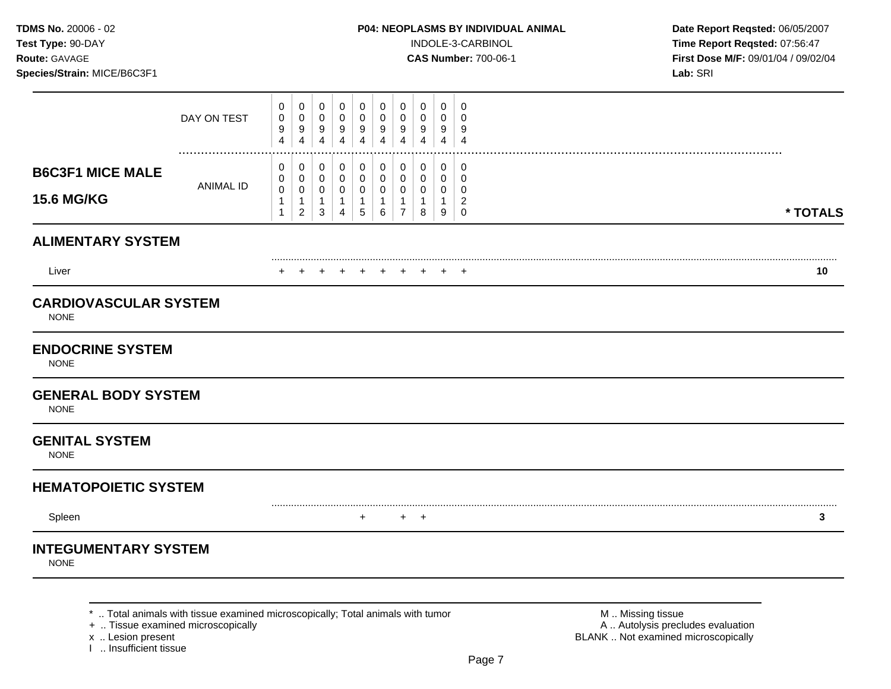**TDMS No.** 20006 - 02
**Test Type:** 90-DAY
**Route:** GAVAGE
**Species/Strain:** MICE/B6C3F1

**P04: NEOPLASMS BY INDIVIDUAL ANIMAL**
INDOLE-3-CARBINOL
**CAS Number:** 700-06-1

**Date Report Reqsted:** 06/05/2007
**Time Report Reqsted:** 07:56:47
**First Dose M/F:** 09/01/04 / 09/02/04
**Lab:** SRI

| **B6C3F1 MICE MALE 15.6 MG/KG** | | | | | | | | | | | |
|---|---|---|---|---|---|---|---|---|---|---|---|
| DAY ON TEST | 0094 | 0094 | 0094 | 0094 | 0094 | 0094 | 0094 | 0094 | 0094 | 0094 | |
| ANIMAL ID | 00011 | 00012 | 00013 | 00014 | 00015 | 00016 | 00017 | 00018 | 00019 | 00020 | *** TOTALS** |
| **ALIMENTARY SYSTEM** | | | | | | | | | | | |
| Liver | + | + | + | + | + | + | + | + | + | + | **10** |
| **CARDIOVASCULAR SYSTEM** | | | | | | | | | | | |
| NONE | | | | | | | | | | | |
| **ENDOCRINE SYSTEM** | | | | | | | | | | | |
| NONE | | | | | | | | | | | |
| **GENERAL BODY SYSTEM** | | | | | | | | | | | |
| NONE | | | | | | | | | | | |
| **GENITAL SYSTEM** | | | | | | | | | | | |
| NONE | | | | | | | | | | | |
| **HEMATOPOIETIC SYSTEM** | | | | | | | | | | | |
| Spleen | | | | | + | | + | + | | | **3** |
| **INTEGUMENTARY SYSTEM** | | | | | | | | | | | |
| NONE | | | | | | | | | | | |

* .. Total animals with tissue examined microscopically; Total animals with tumor
+ .. Tissue examined microscopically
x .. Lesion present
I .. Insufficient tissue

M .. Missing tissue
A .. Autolysis precludes evaluation
BLANK .. Not examined microscopically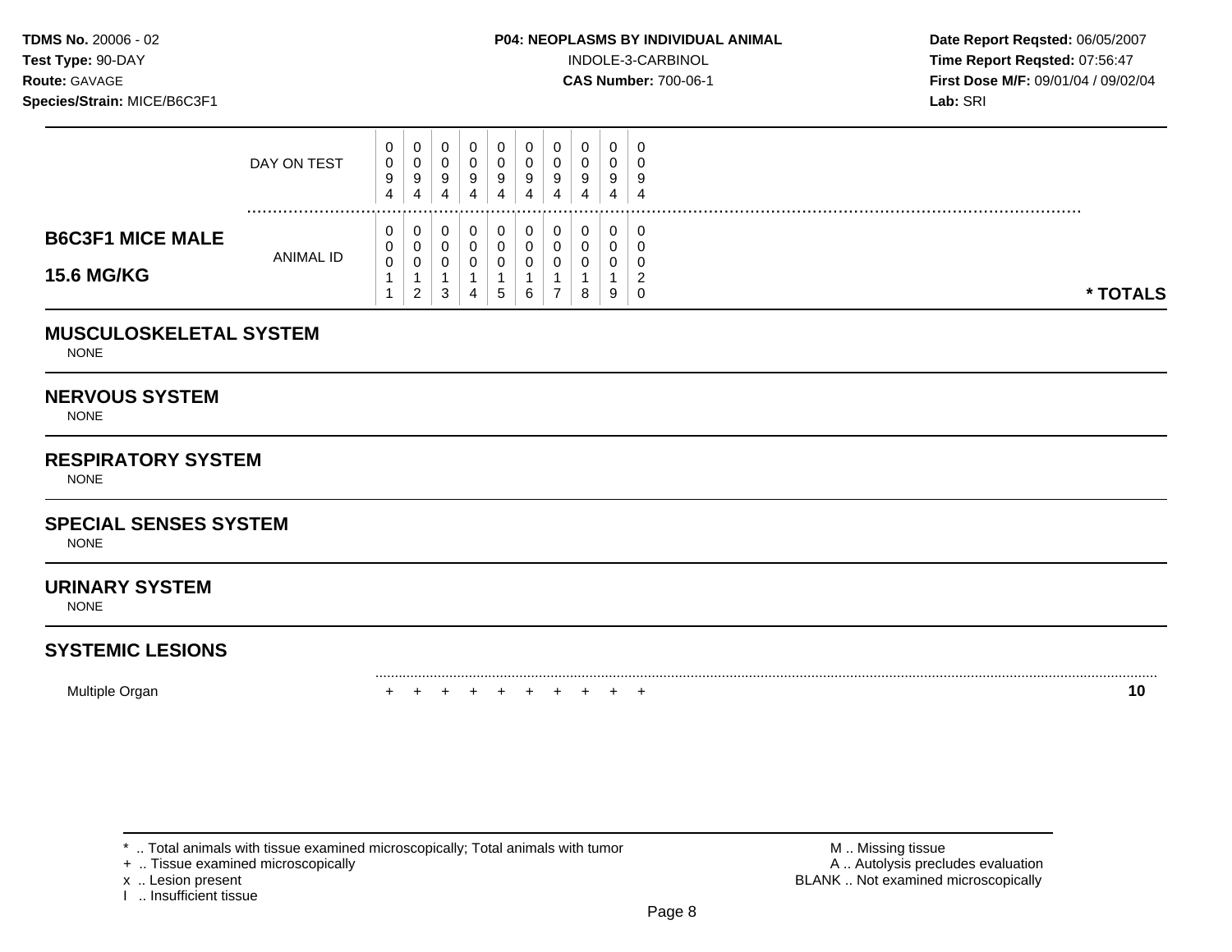**TDMS No.** 20006 - 02
**Test Type:** 90-DAY
**Route:** GAVAGE
**Species/Strain:** MICE/B6C3F1

**P04: NEOPLASMS BY INDIVIDUAL ANIMAL**
INDOLE-3-CARBINOL
**CAS Number:** 700-06-1

**Date Report Reqsted:** 06/05/2007
**Time Report Reqsted:** 07:56:47
**First Dose M/F:** 09/01/04 / 09/02/04
**Lab:** SRI

| | DAY ON TEST | 0094 | 0094 | 0094 | 0094 | 0094 | 0094 | 0094 | 0094 | 0094 | 0094 | |
|---|---|---|---|---|---|---|---|---|---|---|---|---|
| **B6C3F1 MICE MALE 15.6 MG/KG** | ANIMAL ID | 00011 | 00012 | 00013 | 00014 | 00015 | 00016 | 00017 | 00018 | 00019 | 00020 | *** TOTALS** |

## MUSCULOSKELETAL SYSTEM

NONE

## NERVOUS SYSTEM

NONE

## RESPIRATORY SYSTEM

NONE

## SPECIAL SENSES SYSTEM

NONE

## URINARY SYSTEM

NONE

## SYSTEMIC LESIONS

| | | | | | | | | | | | |
|---|---|---|---|---|---|---|---|---|---|---|---|
| Multiple Organ | + | + | + | + | + | + | + | + | + | + | **10** |

\* .. Total animals with tissue examined microscopically; Total animals with tumor
\+ .. Tissue examined microscopically
x .. Lesion present
I .. Insufficient tissue

M .. Missing tissue
A .. Autolysis precludes evaluation
BLANK .. Not examined microscopically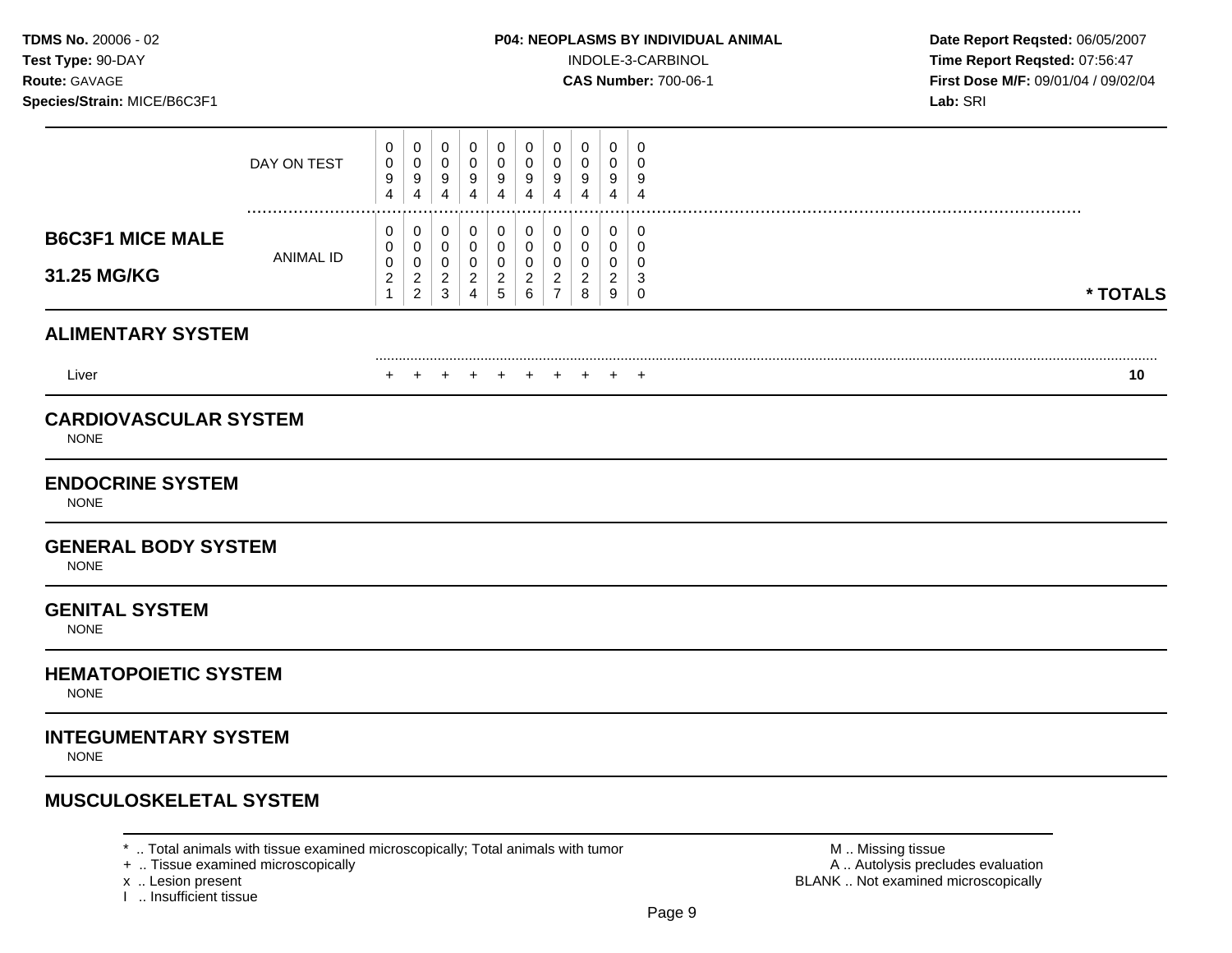**TDMS No.** 20006 - 02
**Test Type:** 90-DAY
**Route:** GAVAGE
**Species/Strain:** MICE/B6C3F1

**P04: NEOPLASMS BY INDIVIDUAL ANIMAL**
INDOLE-3-CARBINOL
**CAS Number:** 700-06-1

**Date Report Reqsted:** 06/05/2007
**Time Report Reqsted:** 07:56:47
**First Dose M/F:** 09/01/04 / 09/02/04
**Lab:** SRI

| | | | | | | | | | | | |
|---|---|---|---|---|---|---|---|---|---|---|---|
| DAY ON TEST | 0094 | 0094 | 0094 | 0094 | 0094 | 0094 | 0094 | 0094 | 0094 | 0094 | |
| **B6C3F1 MICE MALE 31.25 MG/KG** — ANIMAL ID | 00021 | 00022 | 00023 | 00024 | 00025 | 00026 | 00027 | 00028 | 00029 | 00030 | *** TOTALS** |
| **ALIMENTARY SYSTEM** | | | | | | | | | | | |
| Liver | + | + | + | + | + | + | + | + | + | + | **10** |

## CARDIOVASCULAR SYSTEM
NONE

## ENDOCRINE SYSTEM
NONE

## GENERAL BODY SYSTEM
NONE

## GENITAL SYSTEM
NONE

## HEMATOPOIETIC SYSTEM
NONE

## INTEGUMENTARY SYSTEM
NONE

## MUSCULOSKELETAL SYSTEM

* .. Total animals with tissue examined microscopically; Total animals with tumor
+ .. Tissue examined microscopically
x .. Lesion present
I .. Insufficient tissue

M .. Missing tissue
A .. Autolysis precludes evaluation
BLANK .. Not examined microscopically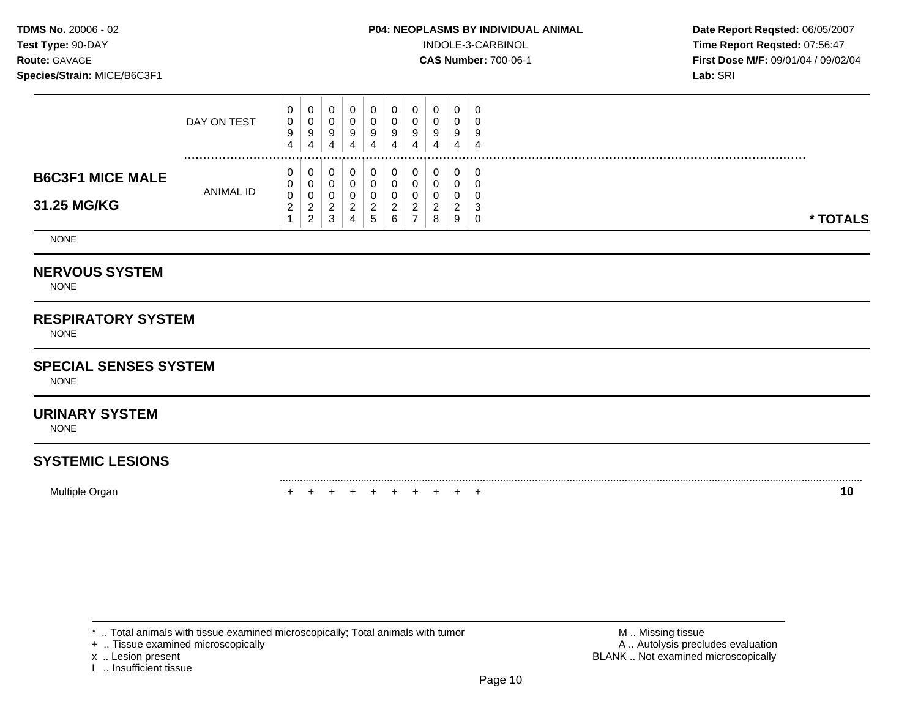**TDMS No.** 20006 - 02
**Test Type:** 90-DAY
**Route:** GAVAGE
**Species/Strain:** MICE/B6C3F1

**P04: NEOPLASMS BY INDIVIDUAL ANIMAL**
INDOLE-3-CARBINOL
**CAS Number:** 700-06-1

**Date Report Reqsted:** 06/05/2007
**Time Report Reqsted:** 07:56:47
**First Dose M/F:** 09/01/04 / 09/02/04
**Lab:** SRI

| | | | | | | | | | | | |
|---|---|---|---|---|---|---|---|---|---|---|---|
| | DAY ON TEST | 0094 | 0094 | 0094 | 0094 | 0094 | 0094 | 0094 | 0094 | 0094 | 0094 | |
| **B6C3F1 MICE MALE 31.25 MG/KG** | ANIMAL ID | 00021 | 00022 | 00023 | 00024 | 00025 | 00026 | 00027 | 00028 | 00029 | 00030 | *** TOTALS** |
| NONE | | | | | | | | | | | | |
| **NERVOUS SYSTEM** | | | | | | | | | | | | |
| NONE | | | | | | | | | | | | |
| **RESPIRATORY SYSTEM** | | | | | | | | | | | | |
| NONE | | | | | | | | | | | | |
| **SPECIAL SENSES SYSTEM** | | | | | | | | | | | | |
| NONE | | | | | | | | | | | | |
| **URINARY SYSTEM** | | | | | | | | | | | | |
| NONE | | | | | | | | | | | | |
| **SYSTEMIC LESIONS** | | | | | | | | | | | | |
| Multiple Organ | | + | + | + | + | + | + | + | + | + | + | **10** |

\* .. Total animals with tissue examined microscopically; Total animals with tumor
\+ .. Tissue examined microscopically
x .. Lesion present
I .. Insufficient tissue

M .. Missing tissue
A .. Autolysis precludes evaluation
BLANK .. Not examined microscopically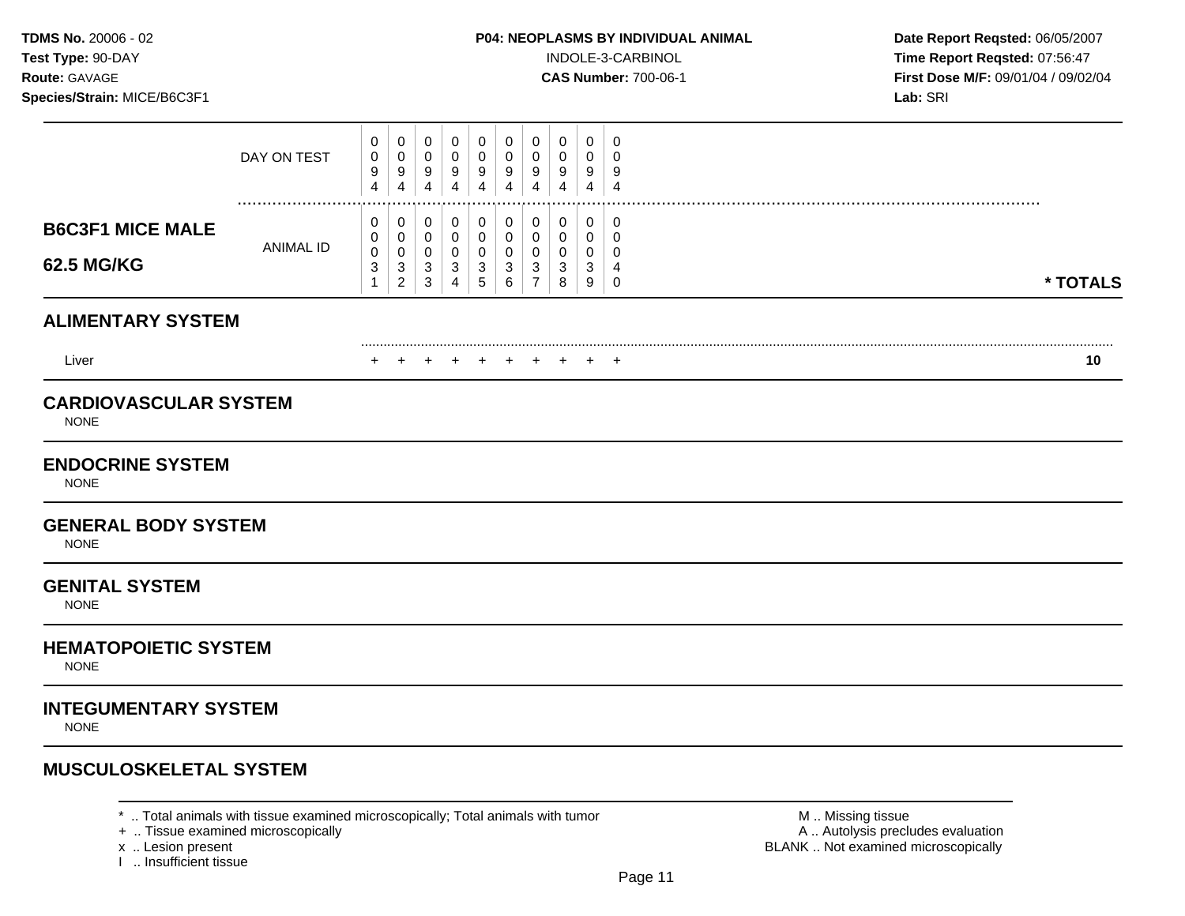**TDMS No.** 20006 - 02
**Test Type:** 90-DAY
**Route:** GAVAGE
**Species/Strain:** MICE/B6C3F1

**P04: NEOPLASMS BY INDIVIDUAL ANIMAL**
INDOLE-3-CARBINOL
**CAS Number:** 700-06-1

**Date Report Reqsted:** 06/05/2007
**Time Report Reqsted:** 07:56:47
**First Dose M/F:** 09/01/04 / 09/02/04
**Lab:** SRI

| | | | | | | | | | | | |
|---|---|---|---|---|---|---|---|---|---|---|---|
| DAY ON TEST | 0094 | 0094 | 0094 | 0094 | 0094 | 0094 | 0094 | 0094 | 0094 | 0094 | |
| **B6C3F1 MICE MALE 62.5 MG/KG** — ANIMAL ID | 00031 | 00032 | 00033 | 00034 | 00035 | 00036 | 00037 | 00038 | 00039 | 00040 | *** TOTALS** |
| **ALIMENTARY SYSTEM** | | | | | | | | | | | |
| Liver | + | + | + | + | + | + | + | + | + | + | **10** |
| **CARDIOVASCULAR SYSTEM** | | | | | | | | | | | |
| NONE | | | | | | | | | | | |
| **ENDOCRINE SYSTEM** | | | | | | | | | | | |
| NONE | | | | | | | | | | | |
| **GENERAL BODY SYSTEM** | | | | | | | | | | | |
| NONE | | | | | | | | | | | |
| **GENITAL SYSTEM** | | | | | | | | | | | |
| NONE | | | | | | | | | | | |
| **HEMATOPOIETIC SYSTEM** | | | | | | | | | | | |
| NONE | | | | | | | | | | | |
| **INTEGUMENTARY SYSTEM** | | | | | | | | | | | |
| NONE | | | | | | | | | | | |
| **MUSCULOSKELETAL SYSTEM** | | | | | | | | | | | |

* .. Total animals with tissue examined microscopically; Total animals with tumor
+ .. Tissue examined microscopically
x .. Lesion present
I .. Insufficient tissue

M .. Missing tissue
A .. Autolysis precludes evaluation
BLANK .. Not examined microscopically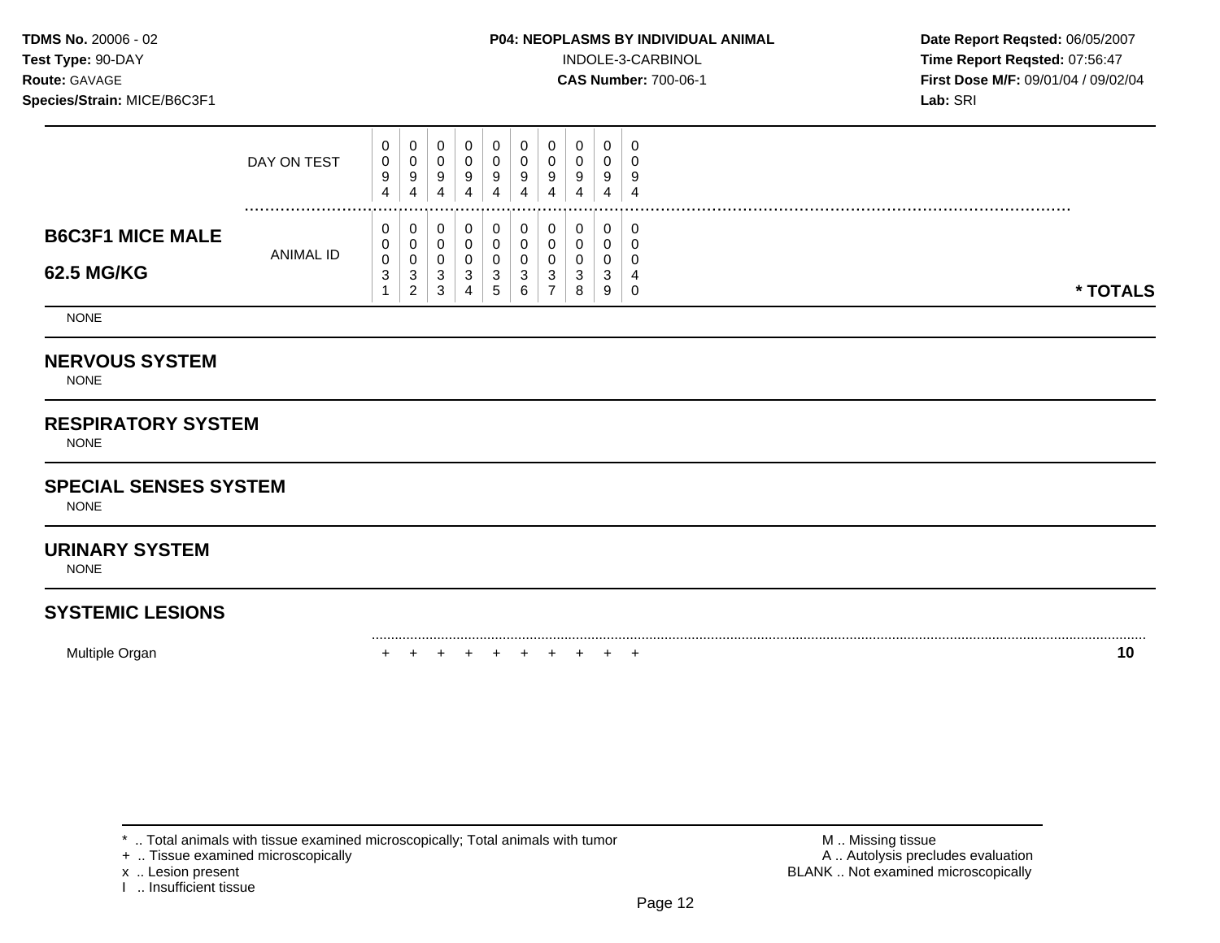**TDMS No.** 20006 - 02
**Test Type:** 90-DAY
**Route:** GAVAGE
**Species/Strain:** MICE/B6C3F1

**P04: NEOPLASMS BY INDIVIDUAL ANIMAL**
INDOLE-3-CARBINOL
**CAS Number:** 700-06-1

**Date Report Reqsted:** 06/05/2007
**Time Report Reqsted:** 07:56:47
**First Dose M/F:** 09/01/04 / 09/02/04
**Lab:** SRI

| | | | | | | | | | | | |
|---|---|---|---|---|---|---|---|---|---|---|---|
| DAY ON TEST | 0094 | 0094 | 0094 | 0094 | 0094 | 0094 | 0094 | 0094 | 0094 | 0094 | |
| **B6C3F1 MICE MALE 62.5 MG/KG** ANIMAL ID | 00031 | 00032 | 00033 | 00034 | 00035 | 00036 | 00037 | 00038 | 00039 | 00040 | **\* TOTALS** |
| NONE | | | | | | | | | | | |
| **NERVOUS SYSTEM** | | | | | | | | | | | |
| NONE | | | | | | | | | | | |
| **RESPIRATORY SYSTEM** | | | | | | | | | | | |
| NONE | | | | | | | | | | | |
| **SPECIAL SENSES SYSTEM** | | | | | | | | | | | |
| NONE | | | | | | | | | | | |
| **URINARY SYSTEM** | | | | | | | | | | | |
| NONE | | | | | | | | | | | |
| **SYSTEMIC LESIONS** | | | | | | | | | | | |
| Multiple Organ | + | + | + | + | + | + | + | + | + | + | **10** |

\* .. Total animals with tissue examined microscopically; Total animals with tumor
+ .. Tissue examined microscopically
x .. Lesion present
I .. Insufficient tissue

M .. Missing tissue
A .. Autolysis precludes evaluation
BLANK .. Not examined microscopically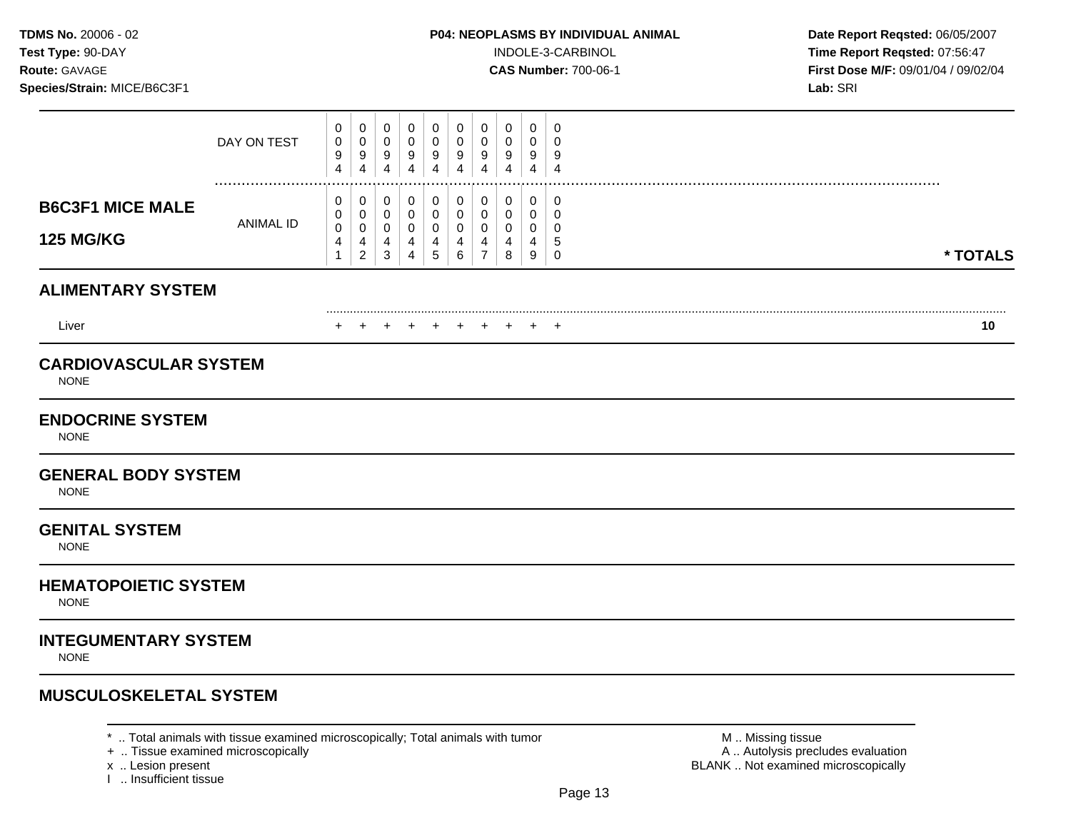**TDMS No.** 20006 - 02
**Test Type:** 90-DAY
**Route:** GAVAGE
**Species/Strain:** MICE/B6C3F1

**P04: NEOPLASMS BY INDIVIDUAL ANIMAL**
INDOLE-3-CARBINOL
**CAS Number:** 700-06-1

**Date Report Reqsted:** 06/05/2007
**Time Report Reqsted:** 07:56:47
**First Dose M/F:** 09/01/04 / 09/02/04
**Lab:** SRI

| | | | | | | | | | | | |
|---|---|---|---|---|---|---|---|---|---|---|---|
| DAY ON TEST | 0094 | 0094 | 0094 | 0094 | 0094 | 0094 | 0094 | 0094 | 0094 | 0094 | |
| **B6C3F1 MICE MALE 125 MG/KG** ANIMAL ID | 00041 | 00042 | 00043 | 00044 | 00045 | 00046 | 00047 | 00048 | 00049 | 00050 | *** TOTALS** |
| **ALIMENTARY SYSTEM** | | | | | | | | | | | |
| Liver | + | + | + | + | + | + | + | + | + | + | **10** |
| **CARDIOVASCULAR SYSTEM** | | | | | | | | | | | |
| NONE | | | | | | | | | | | |
| **ENDOCRINE SYSTEM** | | | | | | | | | | | |
| NONE | | | | | | | | | | | |
| **GENERAL BODY SYSTEM** | | | | | | | | | | | |
| NONE | | | | | | | | | | | |
| **GENITAL SYSTEM** | | | | | | | | | | | |
| NONE | | | | | | | | | | | |
| **HEMATOPOIETIC SYSTEM** | | | | | | | | | | | |
| NONE | | | | | | | | | | | |
| **INTEGUMENTARY SYSTEM** | | | | | | | | | | | |
| NONE | | | | | | | | | | | |
| **MUSCULOSKELETAL SYSTEM** | | | | | | | | | | | |

* .. Total animals with tissue examined microscopically; Total animals with tumor
+ .. Tissue examined microscopically
x .. Lesion present
I .. Insufficient tissue

M .. Missing tissue
A .. Autolysis precludes evaluation
BLANK .. Not examined microscopically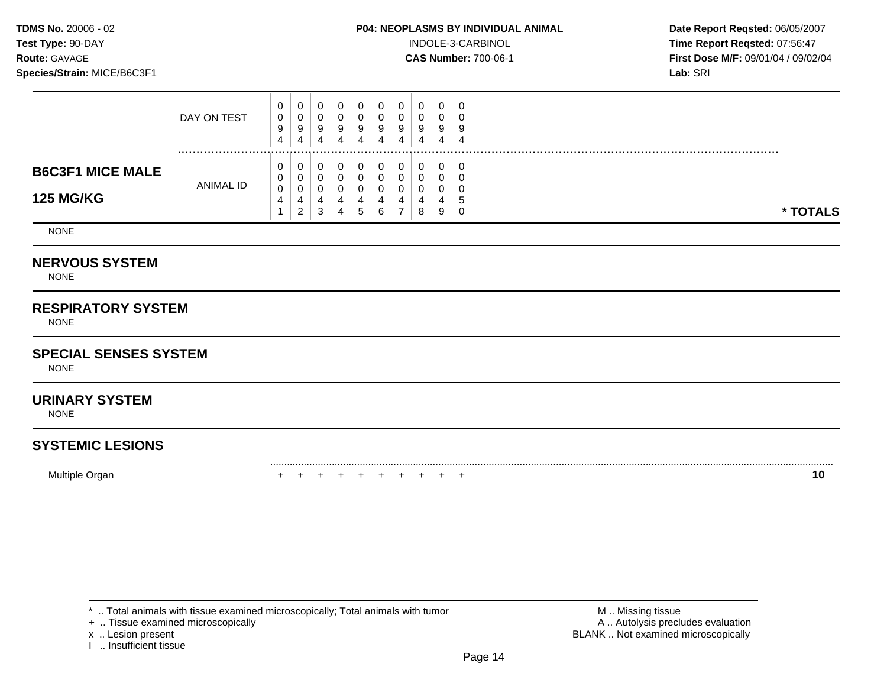**TDMS No.** 20006 - 02
**Test Type:** 90-DAY
**Route:** GAVAGE
**Species/Strain:** MICE/B6C3F1

**P04: NEOPLASMS BY INDIVIDUAL ANIMAL**
INDOLE-3-CARBINOL
**CAS Number:** 700-06-1

**Date Report Reqsted:** 06/05/2007
**Time Report Reqsted:** 07:56:47
**First Dose M/F:** 09/01/04 / 09/02/04
**Lab:** SRI

| | | | | | | | | | | | | |
|---|---|---|---|---|---|---|---|---|---|---|---|---|
| | DAY ON TEST | 0094 | 0094 | 0094 | 0094 | 0094 | 0094 | 0094 | 0094 | 0094 | 0094 | |
| **B6C3F1 MICE MALE 125 MG/KG** | ANIMAL ID | 00041 | 00042 | 00043 | 00044 | 00045 | 00046 | 00047 | 00048 | 00049 | 00050 | *** TOTALS** |
| NONE | | | | | | | | | | | | |
| **NERVOUS SYSTEM** | | | | | | | | | | | | |
| NONE | | | | | | | | | | | | |
| **RESPIRATORY SYSTEM** | | | | | | | | | | | | |
| NONE | | | | | | | | | | | | |
| **SPECIAL SENSES SYSTEM** | | | | | | | | | | | | |
| NONE | | | | | | | | | | | | |
| **URINARY SYSTEM** | | | | | | | | | | | | |
| NONE | | | | | | | | | | | | |
| **SYSTEMIC LESIONS** | | | | | | | | | | | | |
| Multiple Organ | | + | + | + | + | + | + | + | + | + | + | **10** |

* .. Total animals with tissue examined microscopically; Total animals with tumor
+ .. Tissue examined microscopically
x .. Lesion present
I .. Insufficient tissue

M .. Missing tissue
A .. Autolysis precludes evaluation
BLANK .. Not examined microscopically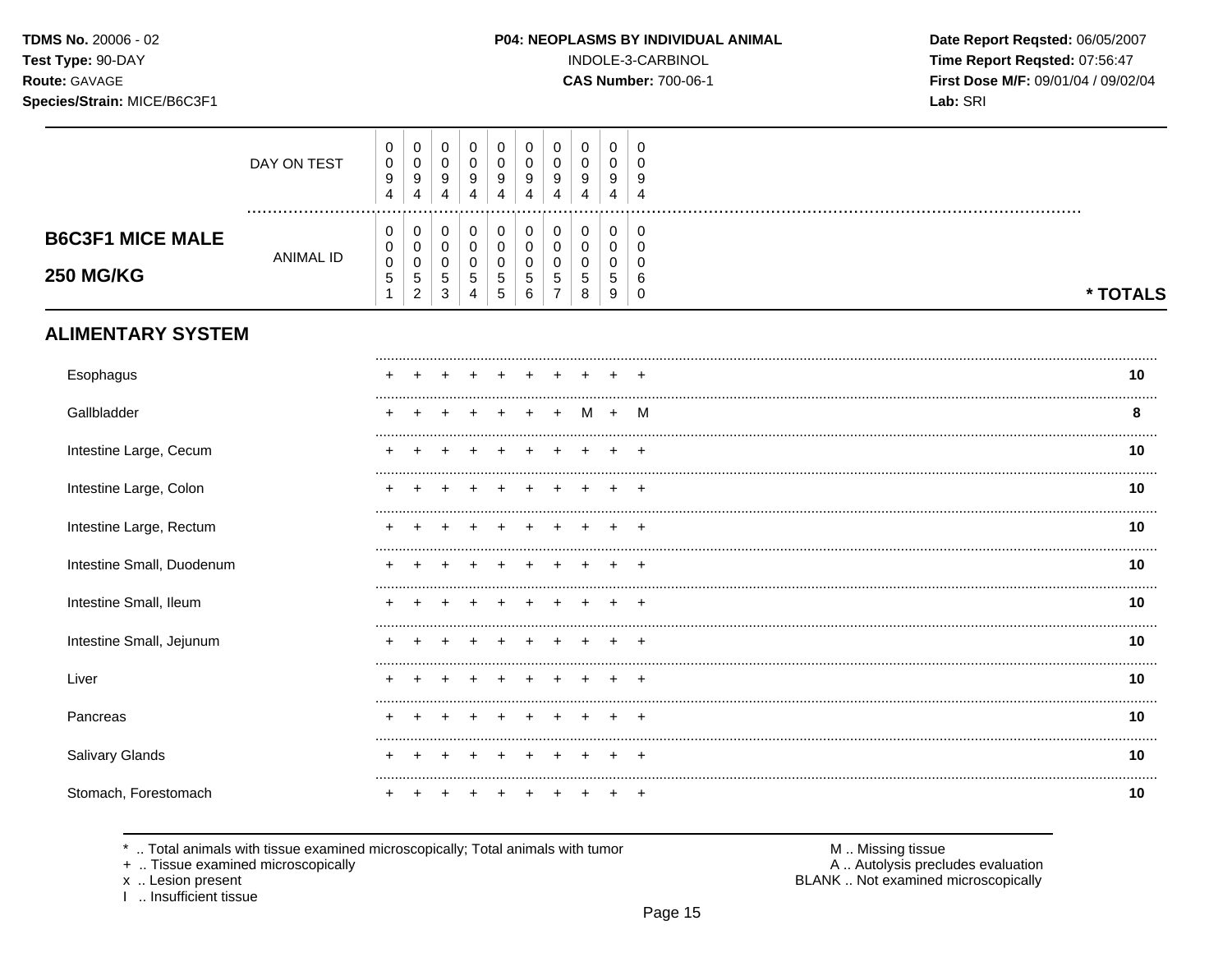**TDMS No.** 20006 - 02
**Test Type:** 90-DAY
**Route:** GAVAGE
**Species/Strain:** MICE/B6C3F1

**P04: NEOPLASMS BY INDIVIDUAL ANIMAL**
INDOLE-3-CARBINOL
**CAS Number:** 700-06-1

**Date Report Reqsted:** 06/05/2007
**Time Report Reqsted:** 07:56:47
**First Dose M/F:** 09/01/04 / 09/02/04
**Lab:** SRI

## B6C3F1 MICE MALE
## 250 MG/KG

| | | | | | | | | | | | |
|---|---|---|---|---|---|---|---|---|---|---|---|
| DAY ON TEST | 0094 | 0094 | 0094 | 0094 | 0094 | 0094 | 0094 | 0094 | 0094 | 0094 | |
| ANIMAL ID | 00051 | 00052 | 00053 | 00054 | 00055 | 00056 | 00057 | 00058 | 00059 | 00060 | * TOTALS |
| **ALIMENTARY SYSTEM** | | | | | | | | | | | |
| Esophagus | + | + | + | + | + | + | + | + | + | + | 10 |
| Gallbladder | + | + | + | + | + | + | + | M | + | M | 8 |
| Intestine Large, Cecum | + | + | + | + | + | + | + | + | + | + | 10 |
| Intestine Large, Colon | + | + | + | + | + | + | + | + | + | + | 10 |
| Intestine Large, Rectum | + | + | + | + | + | + | + | + | + | + | 10 |
| Intestine Small, Duodenum | + | + | + | + | + | + | + | + | + | + | 10 |
| Intestine Small, Ileum | + | + | + | + | + | + | + | + | + | + | 10 |
| Intestine Small, Jejunum | + | + | + | + | + | + | + | + | + | + | 10 |
| Liver | + | + | + | + | + | + | + | + | + | + | 10 |
| Pancreas | + | + | + | + | + | + | + | + | + | + | 10 |
| Salivary Glands | + | + | + | + | + | + | + | + | + | + | 10 |
| Stomach, Forestomach | + | + | + | + | + | + | + | + | + | + | 10 |

* .. Total animals with tissue examined microscopically; Total animals with tumor
+ .. Tissue examined microscopically
x .. Lesion present
I .. Insufficient tissue

M .. Missing tissue
A .. Autolysis precludes evaluation
BLANK .. Not examined microscopically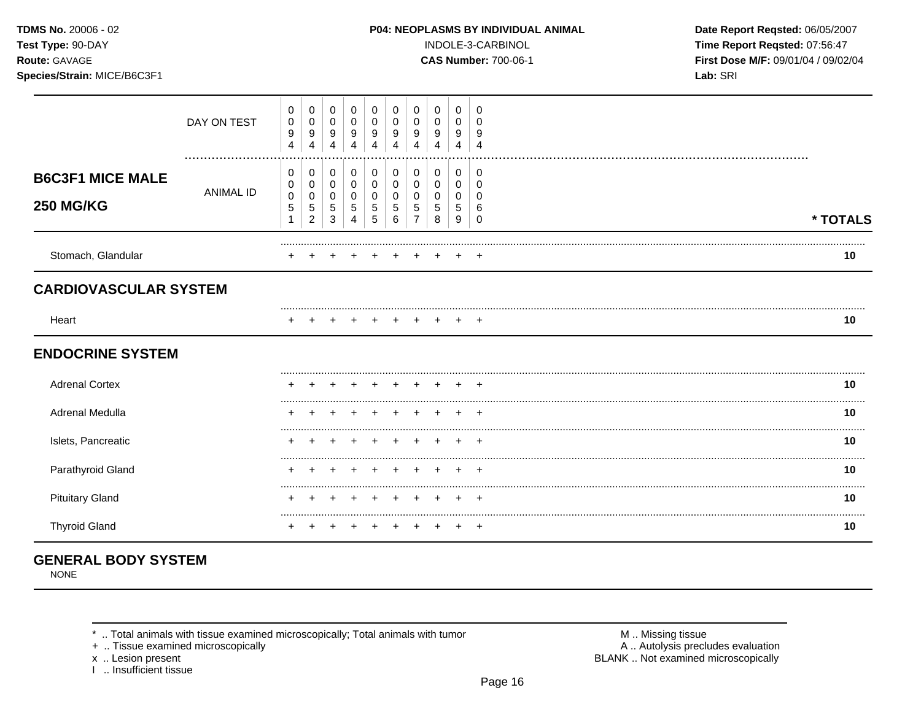**TDMS No.** 20006 - 02
**Test Type:** 90-DAY
**Route:** GAVAGE
**Species/Strain:** MICE/B6C3F1

**P04: NEOPLASMS BY INDIVIDUAL ANIMAL**
INDOLE-3-CARBINOL
**CAS Number:** 700-06-1

**Date Report Reqsted:** 06/05/2007
**Time Report Reqsted:** 07:56:47
**First Dose M/F:** 09/01/04 / 09/02/04
**Lab:** SRI

| **B6C3F1 MICE MALE 250 MG/KG** | | | | | | | | | | | |
|---|---|---|---|---|---|---|---|---|---|---|---|
| DAY ON TEST | 0094 | 0094 | 0094 | 0094 | 0094 | 0094 | 0094 | 0094 | 0094 | 0094 | |
| ANIMAL ID | 00051 | 00052 | 00053 | 00054 | 00055 | 00056 | 00057 | 00058 | 00059 | 00060 | **\* TOTALS** |
| Stomach, Glandular | + | + | + | + | + | + | + | + | + | + | **10** |
| **CARDIOVASCULAR SYSTEM** | | | | | | | | | | | |
| Heart | + | + | + | + | + | + | + | + | + | + | **10** |
| **ENDOCRINE SYSTEM** | | | | | | | | | | | |
| Adrenal Cortex | + | + | + | + | + | + | + | + | + | + | **10** |
| Adrenal Medulla | + | + | + | + | + | + | + | + | + | + | **10** |
| Islets, Pancreatic | + | + | + | + | + | + | + | + | + | + | **10** |
| Parathyroid Gland | + | + | + | + | + | + | + | + | + | + | **10** |
| Pituitary Gland | + | + | + | + | + | + | + | + | + | + | **10** |
| Thyroid Gland | + | + | + | + | + | + | + | + | + | + | **10** |

**GENERAL BODY SYSTEM**
NONE

\* .. Total animals with tissue examined microscopically; Total animals with tumor
\+ .. Tissue examined microscopically
x .. Lesion present
I .. Insufficient tissue

M .. Missing tissue
A .. Autolysis precludes evaluation
BLANK .. Not examined microscopically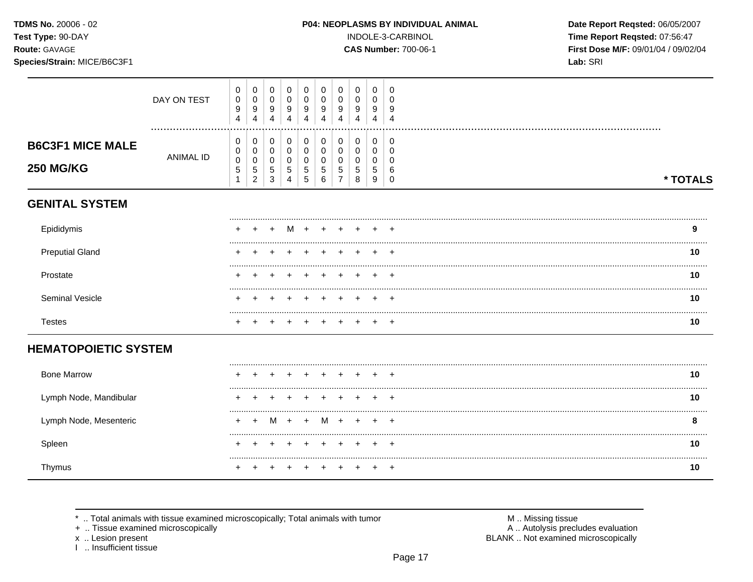**TDMS No.** 20006 - 02
**Test Type:** 90-DAY
**Route:** GAVAGE
**Species/Strain:** MICE/B6C3F1

**P04: NEOPLASMS BY INDIVIDUAL ANIMAL**
INDOLE-3-CARBINOL
**CAS Number:** 700-06-1

**Date Report Reqsted:** 06/05/2007
**Time Report Reqsted:** 07:56:47
**First Dose M/F:** 09/01/04 / 09/02/04
**Lab:** SRI

## B6C3F1 MICE MALE 250 MG/KG

| | | | | | | | | | | | |
|---|---|---|---|---|---|---|---|---|---|---|---|
| DAY ON TEST | 0094 | 0094 | 0094 | 0094 | 0094 | 0094 | 0094 | 0094 | 0094 | 0094 | |
| ANIMAL ID | 00051 | 00052 | 00053 | 00054 | 00055 | 00056 | 00057 | 00058 | 00059 | 00060 | * TOTALS |
| **GENITAL SYSTEM** | | | | | | | | | | | |
| Epididymis | + | + | + | M | + | + | + | + | + | + | 9 |
| Preputial Gland | + | + | + | + | + | + | + | + | + | + | 10 |
| Prostate | + | + | + | + | + | + | + | + | + | + | 10 |
| Seminal Vesicle | + | + | + | + | + | + | + | + | + | + | 10 |
| Testes | + | + | + | + | + | + | + | + | + | + | 10 |
| **HEMATOPOIETIC SYSTEM** | | | | | | | | | | | |
| Bone Marrow | + | + | + | + | + | + | + | + | + | + | 10 |
| Lymph Node, Mandibular | + | + | + | + | + | + | + | + | + | + | 10 |
| Lymph Node, Mesenteric | + | + | M | + | + | M | + | + | + | + | 8 |
| Spleen | + | + | + | + | + | + | + | + | + | + | 10 |
| Thymus | + | + | + | + | + | + | + | + | + | + | 10 |

\* .. Total animals with tissue examined microscopically; Total animals with tumor
\+ .. Tissue examined microscopically
x .. Lesion present
I .. Insufficient tissue

M .. Missing tissue
A .. Autolysis precludes evaluation
BLANK .. Not examined microscopically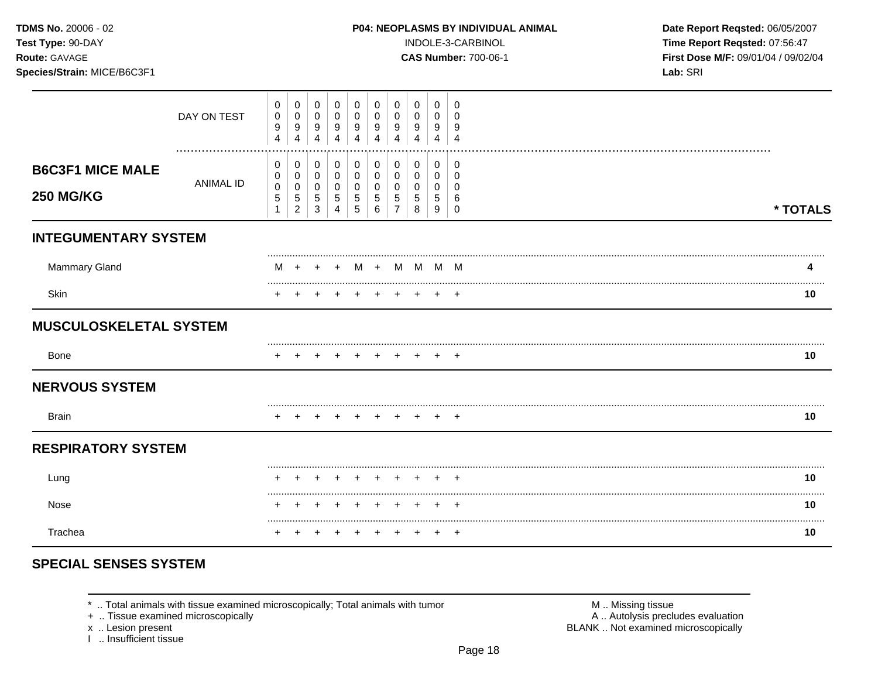**TDMS No.** 20006 - 02
**Test Type:** 90-DAY
**Route:** GAVAGE
**Species/Strain:** MICE/B6C3F1

**P04: NEOPLASMS BY INDIVIDUAL ANIMAL**
INDOLE-3-CARBINOL
**CAS Number:** 700-06-1

**Date Report Reqsted:** 06/05/2007
**Time Report Reqsted:** 07:56:47
**First Dose M/F:** 09/01/04 / 09/02/04
**Lab:** SRI

| | | | | | | | | | | | |
|---|---|---|---|---|---|---|---|---|---|---|---|
| DAY ON TEST | 0094 | 0094 | 0094 | 0094 | 0094 | 0094 | 0094 | 0094 | 0094 | 0094 | |
| **B6C3F1 MICE MALE 250 MG/KG** ANIMAL ID | 00051 | 00052 | 00053 | 00054 | 00055 | 00056 | 00057 | 00058 | 00059 | 00060 | **\* TOTALS** |
| **INTEGUMENTARY SYSTEM** | | | | | | | | | | | |
| Mammary Gland | M | + | + | + | M | + | M | M | M | M | 4 |
| Skin | + | + | + | + | + | + | + | + | + | + | 10 |
| **MUSCULOSKELETAL SYSTEM** | | | | | | | | | | | |
| Bone | + | + | + | + | + | + | + | + | + | + | 10 |
| **NERVOUS SYSTEM** | | | | | | | | | | | |
| Brain | + | + | + | + | + | + | + | + | + | + | 10 |
| **RESPIRATORY SYSTEM** | | | | | | | | | | | |
| Lung | + | + | + | + | + | + | + | + | + | + | 10 |
| Nose | + | + | + | + | + | + | + | + | + | + | 10 |
| Trachea | + | + | + | + | + | + | + | + | + | + | 10 |
| **SPECIAL SENSES SYSTEM** | | | | | | | | | | | |

\* .. Total animals with tissue examined microscopically; Total animals with tumor
\+ .. Tissue examined microscopically
x .. Lesion present
I .. Insufficient tissue

M .. Missing tissue
A .. Autolysis precludes evaluation
BLANK .. Not examined microscopically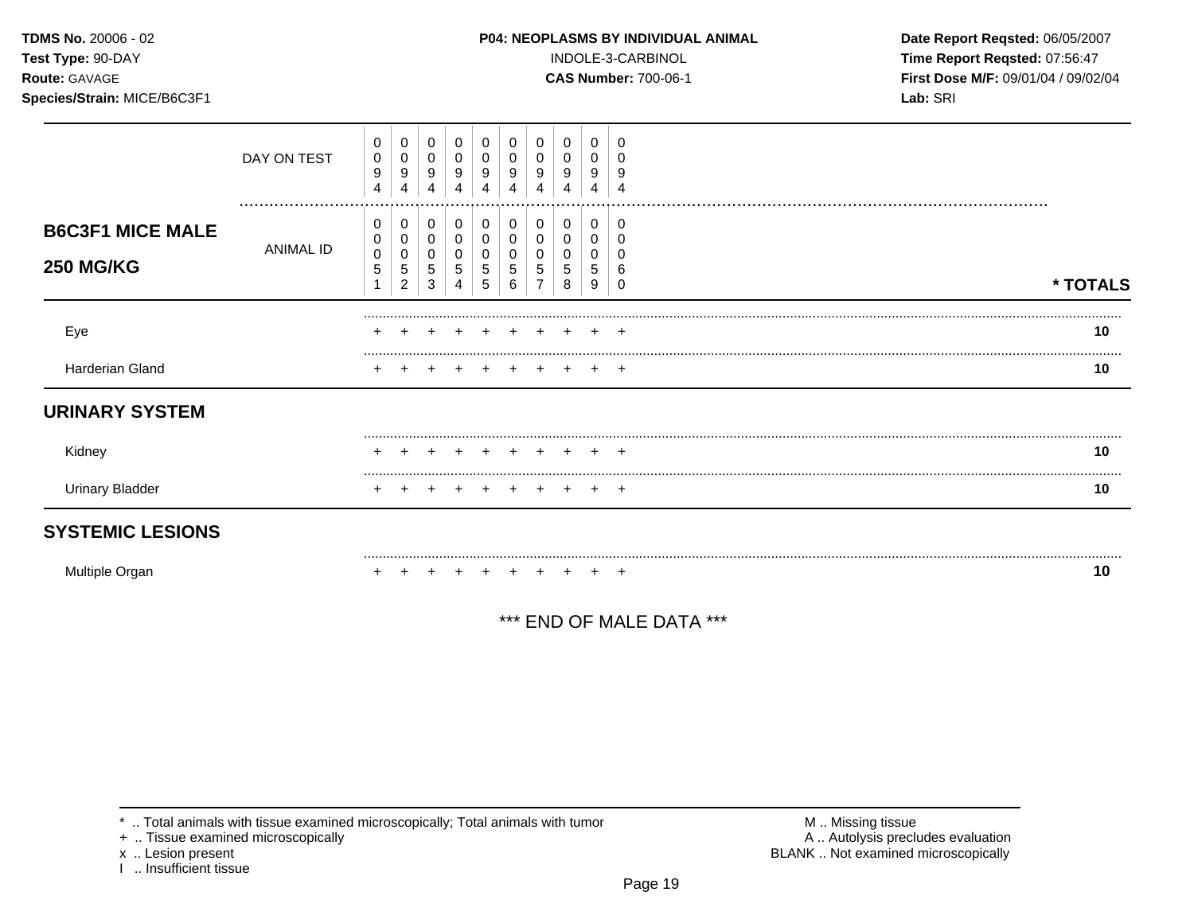**TDMS No.** 20006 - 02
**Test Type:** 90-DAY
**Route:** GAVAGE
**Species/Strain:** MICE/B6C3F1

**P04: NEOPLASMS BY INDIVIDUAL ANIMAL**
INDOLE-3-CARBINOL
**CAS Number:** 700-06-1

**Date Report Reqsted:** 06/05/2007
**Time Report Reqsted:** 07:56:47
**First Dose M/F:** 09/01/04 / 09/02/04
**Lab:** SRI

| | | | | | | | | | | | |
|---|---|---|---|---|---|---|---|---|---|---|---|
| | DAY ON TEST | 0094 | 0094 | 0094 | 0094 | 0094 | 0094 | 0094 | 0094 | 0094 | 0094 | |
| **B6C3F1 MICE MALE 250 MG/KG** | ANIMAL ID | 00051 | 00052 | 00053 | 00054 | 00055 | 00056 | 00057 | 00058 | 00059 | 00060 | *** TOTALS** |
| Eye | | + | + | + | + | + | + | + | + | + | + | **10** |
| Harderian Gland | | + | + | + | + | + | + | + | + | + | + | **10** |
| **URINARY SYSTEM** | | | | | | | | | | | | |
| Kidney | | + | + | + | + | + | + | + | + | + | + | **10** |
| Urinary Bladder | | + | + | + | + | + | + | + | + | + | + | **10** |
| **SYSTEMIC LESIONS** | | | | | | | | | | | | |
| Multiple Organ | | + | + | + | + | + | + | + | + | + | + | **10** |

*** END OF MALE DATA ***

* .. Total animals with tissue examined microscopically; Total animals with tumor
+ .. Tissue examined microscopically
x .. Lesion present
I .. Insufficient tissue

M .. Missing tissue
A .. Autolysis precludes evaluation
BLANK .. Not examined microscopically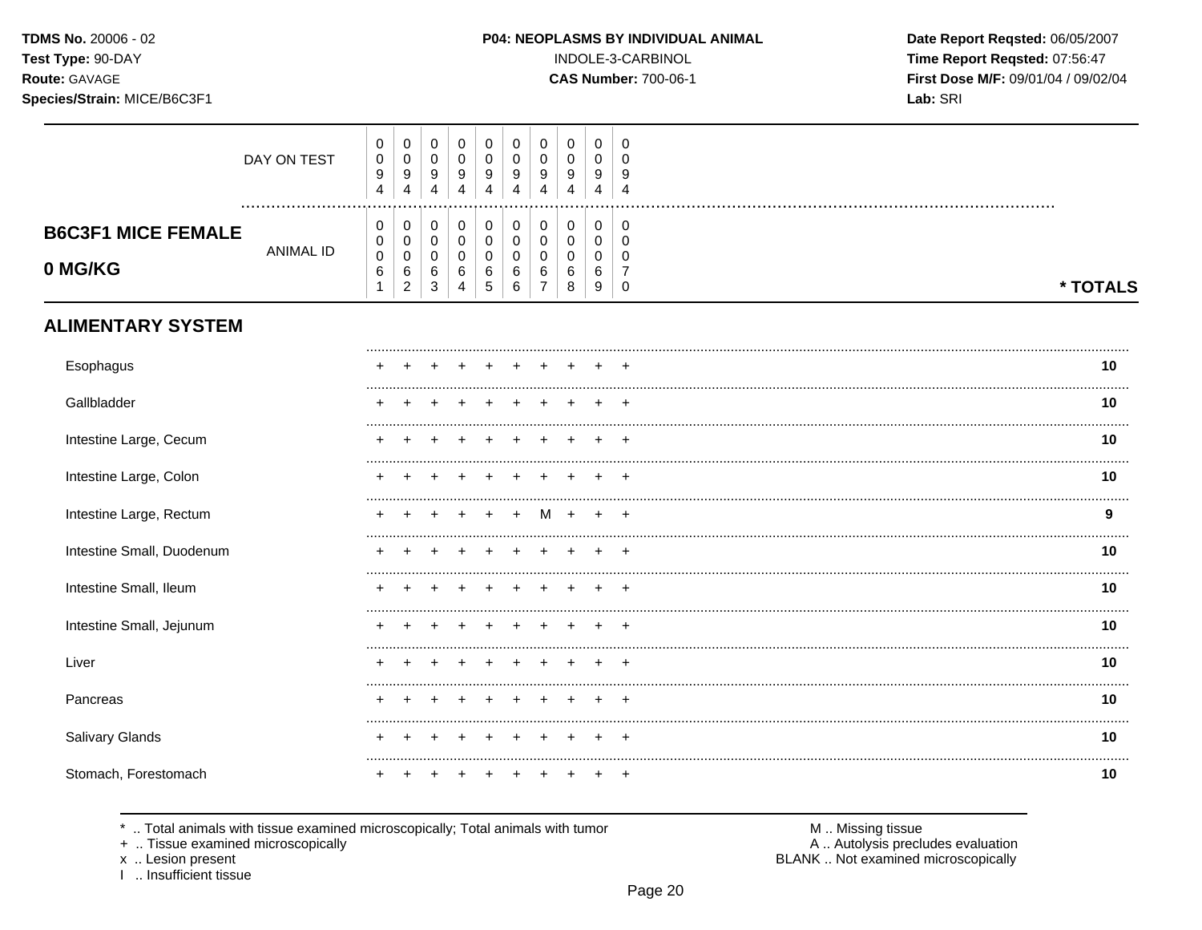**TDMS No.** 20006 - 02
**Test Type:** 90-DAY
**Route:** GAVAGE
**Species/Strain:** MICE/B6C3F1

**P04: NEOPLASMS BY INDIVIDUAL ANIMAL**
INDOLE-3-CARBINOL
**CAS Number:** 700-06-1

**Date Report Reqsted:** 06/05/2007
**Time Report Reqsted:** 07:56:47
**First Dose M/F:** 09/01/04 / 09/02/04
**Lab:** SRI

## B6C3F1 MICE FEMALE
## 0 MG/KG

| DAY ON TEST | 0094 | 0094 | 0094 | 0094 | 0094 | 0094 | 0094 | 0094 | 0094 | 0094 | |
|---|---|---|---|---|---|---|---|---|---|---|---|
| ANIMAL ID | 00061 | 00062 | 00063 | 00064 | 00065 | 00066 | 00067 | 00068 | 00069 | 00070 | * TOTALS |
| **ALIMENTARY SYSTEM** | | | | | | | | | | | |
| Esophagus | + | + | + | + | + | + | + | + | + | + | 10 |
| Gallbladder | + | + | + | + | + | + | + | + | + | + | 10 |
| Intestine Large, Cecum | + | + | + | + | + | + | + | + | + | + | 10 |
| Intestine Large, Colon | + | + | + | + | + | + | + | + | + | + | 10 |
| Intestine Large, Rectum | + | + | + | + | + | + | M | + | + | + | 9 |
| Intestine Small, Duodenum | + | + | + | + | + | + | + | + | + | + | 10 |
| Intestine Small, Ileum | + | + | + | + | + | + | + | + | + | + | 10 |
| Intestine Small, Jejunum | + | + | + | + | + | + | + | + | + | + | 10 |
| Liver | + | + | + | + | + | + | + | + | + | + | 10 |
| Pancreas | + | + | + | + | + | + | + | + | + | + | 10 |
| Salivary Glands | + | + | + | + | + | + | + | + | + | + | 10 |
| Stomach, Forestomach | + | + | + | + | + | + | + | + | + | + | 10 |

* .. Total animals with tissue examined microscopically; Total animals with tumor
+ .. Tissue examined microscopically
x .. Lesion present
I .. Insufficient tissue

M .. Missing tissue
A .. Autolysis precludes evaluation
BLANK .. Not examined microscopically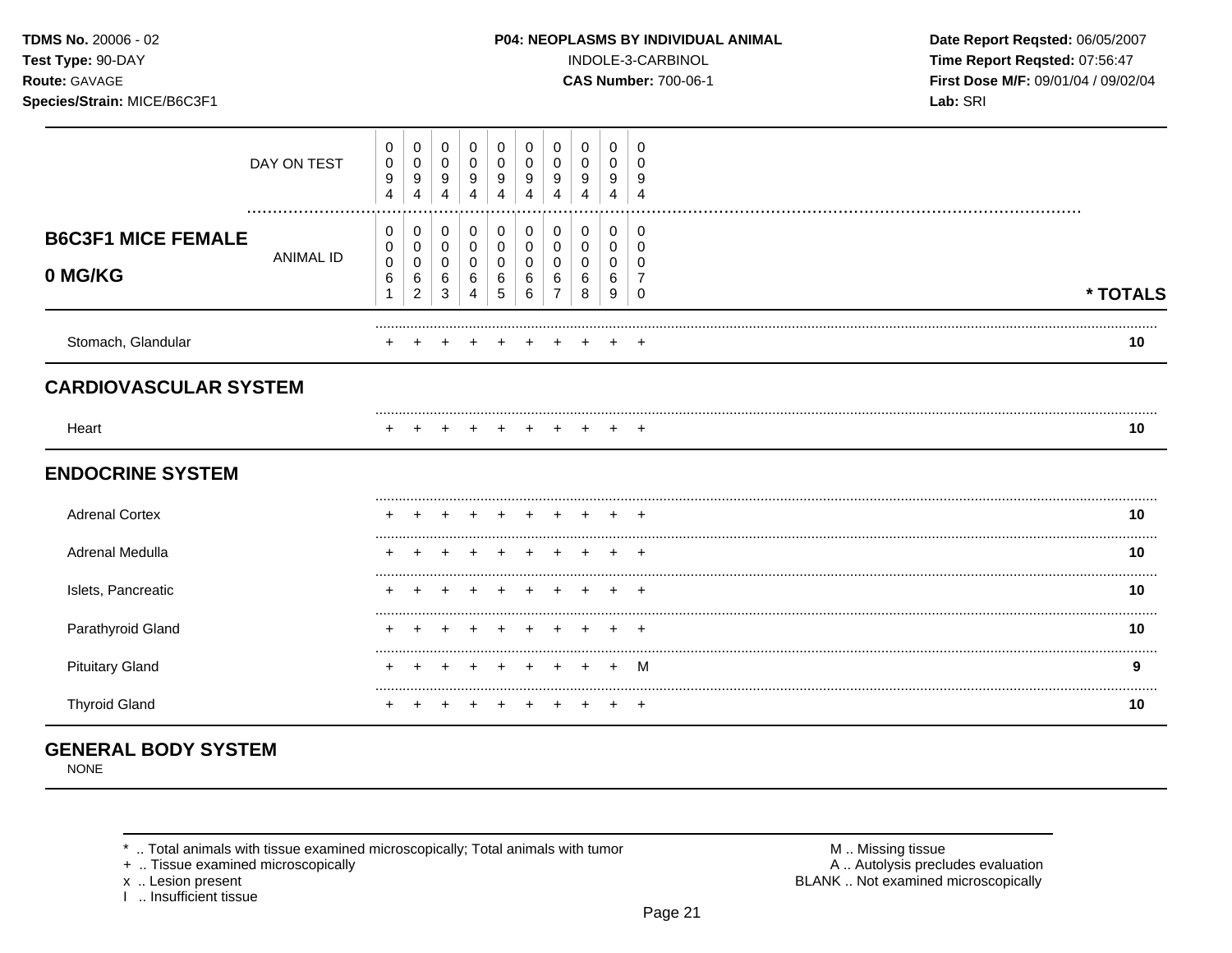**TDMS No.** 20006 - 02
**Test Type:** 90-DAY
**Route:** GAVAGE
**Species/Strain:** MICE/B6C3F1

**P04: NEOPLASMS BY INDIVIDUAL ANIMAL**
INDOLE-3-CARBINOL
**CAS Number:** 700-06-1

**Date Report Reqsted:** 06/05/2007
**Time Report Reqsted:** 07:56:47
**First Dose M/F:** 09/01/04 / 09/02/04
**Lab:** SRI

## B6C3F1 MICE FEMALE
## 0 MG/KG

| | | | | | | | | | | | |
|---|---|---|---|---|---|---|---|---|---|---|---|
| DAY ON TEST | 0094 | 0094 | 0094 | 0094 | 0094 | 0094 | 0094 | 0094 | 0094 | 0094 | |
| ANIMAL ID | 00061 | 00062 | 00063 | 00064 | 00065 | 00066 | 00067 | 00068 | 00069 | 00070 | * TOTALS |
| Stomach, Glandular | + | + | + | + | + | + | + | + | + | + | 10 |
| **CARDIOVASCULAR SYSTEM** | | | | | | | | | | | |
| Heart | + | + | + | + | + | + | + | + | + | + | 10 |
| **ENDOCRINE SYSTEM** | | | | | | | | | | | |
| Adrenal Cortex | + | + | + | + | + | + | + | + | + | + | 10 |
| Adrenal Medulla | + | + | + | + | + | + | + | + | + | + | 10 |
| Islets, Pancreatic | + | + | + | + | + | + | + | + | + | + | 10 |
| Parathyroid Gland | + | + | + | + | + | + | + | + | + | + | 10 |
| Pituitary Gland | + | + | + | + | + | + | + | + | + | M | 9 |
| Thyroid Gland | + | + | + | + | + | + | + | + | + | + | 10 |

## GENERAL BODY SYSTEM
NONE

* .. Total animals with tissue examined microscopically; Total animals with tumor
+ .. Tissue examined microscopically
x .. Lesion present
I .. Insufficient tissue

M .. Missing tissue
A .. Autolysis precludes evaluation
BLANK .. Not examined microscopically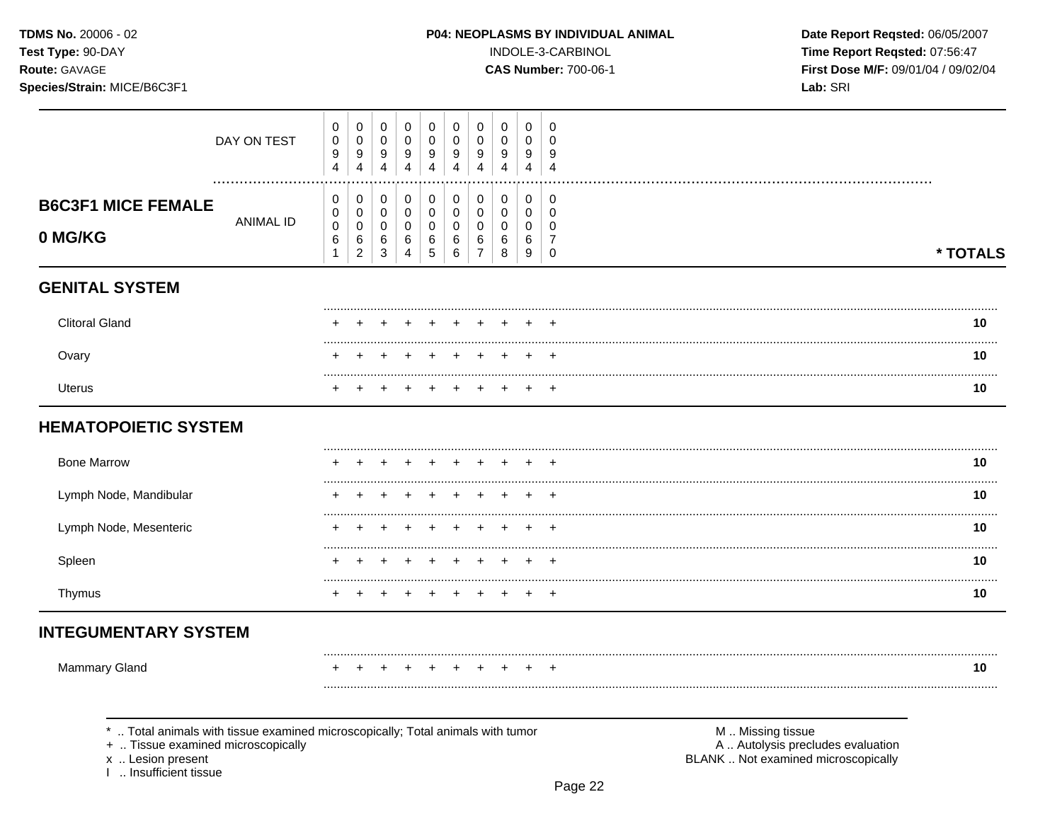**TDMS No.** 20006 - 02
**Test Type:** 90-DAY
**Route:** GAVAGE
**Species/Strain:** MICE/B6C3F1

**P04: NEOPLASMS BY INDIVIDUAL ANIMAL**
INDOLE-3-CARBINOL
**CAS Number:** 700-06-1

**Date Report Reqsted:** 06/05/2007
**Time Report Reqsted:** 07:56:47
**First Dose M/F:** 09/01/04 / 09/02/04
**Lab:** SRI

| | | | | | | | | | | | |
|---|---|---|---|---|---|---|---|---|---|---|---|
| DAY ON TEST | 0094 | 0094 | 0094 | 0094 | 0094 | 0094 | 0094 | 0094 | 0094 | 0094 | |
| **B6C3F1 MICE FEMALE 0 MG/KG** ANIMAL ID | 00061 | 00062 | 00063 | 00064 | 00065 | 00066 | 00067 | 00068 | 00069 | 00070 | *** TOTALS** |
| **GENITAL SYSTEM** | | | | | | | | | | | |
| Clitoral Gland | + | + | + | + | + | + | + | + | + | + | **10** |
| Ovary | + | + | + | + | + | + | + | + | + | + | **10** |
| Uterus | + | + | + | + | + | + | + | + | + | + | **10** |
| **HEMATOPOIETIC SYSTEM** | | | | | | | | | | | |
| Bone Marrow | + | + | + | + | + | + | + | + | + | + | **10** |
| Lymph Node, Mandibular | + | + | + | + | + | + | + | + | + | + | **10** |
| Lymph Node, Mesenteric | + | + | + | + | + | + | + | + | + | + | **10** |
| Spleen | + | + | + | + | + | + | + | + | + | + | **10** |
| Thymus | + | + | + | + | + | + | + | + | + | + | **10** |
| **INTEGUMENTARY SYSTEM** | | | | | | | | | | | |
| Mammary Gland | + | + | + | + | + | + | + | + | + | + | **10** |

\* .. Total animals with tissue examined microscopically; Total animals with tumor
\+ .. Tissue examined microscopically
x .. Lesion present
I .. Insufficient tissue

M .. Missing tissue
A .. Autolysis precludes evaluation
BLANK .. Not examined microscopically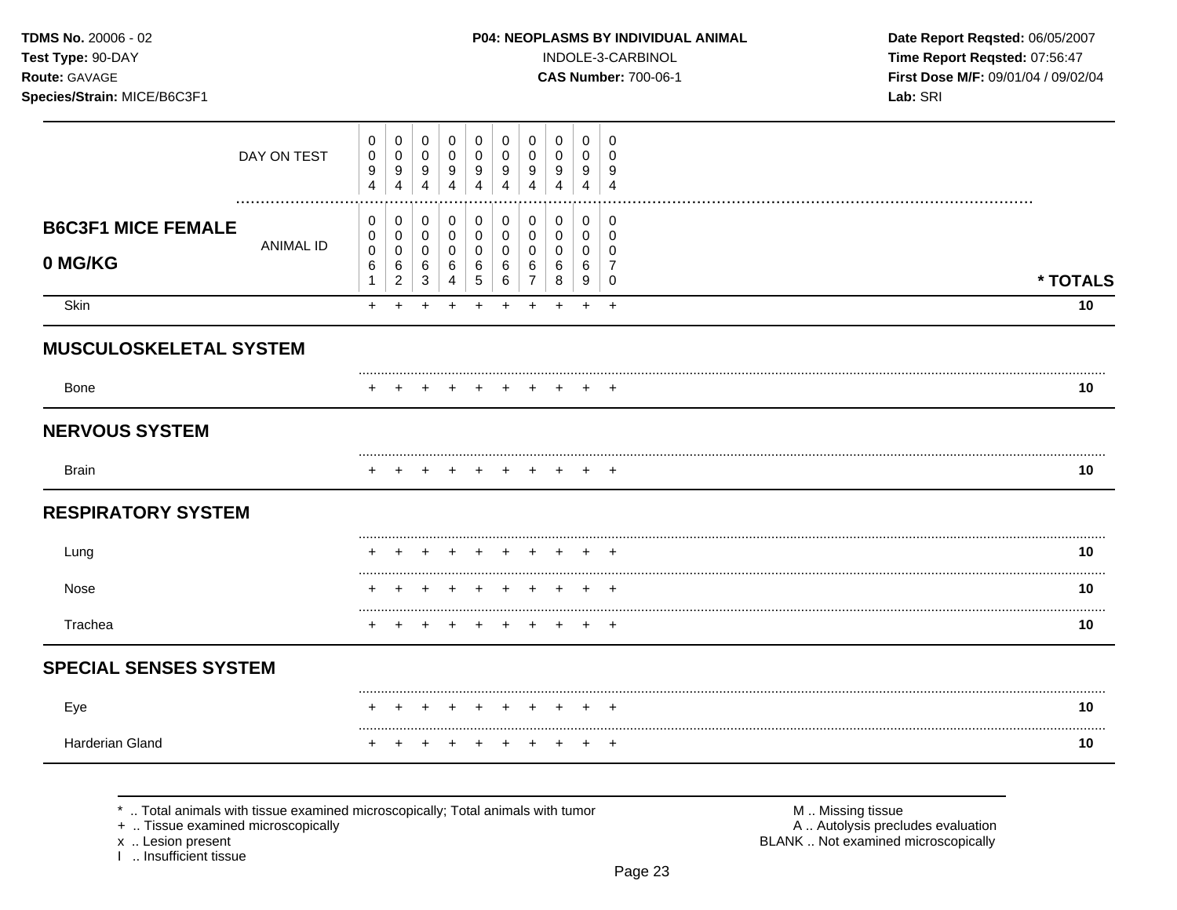**TDMS No.** 20006 - 02
**Test Type:** 90-DAY
**Route:** GAVAGE
**Species/Strain:** MICE/B6C3F1

**P04: NEOPLASMS BY INDIVIDUAL ANIMAL**
INDOLE-3-CARBINOL
**CAS Number:** 700-06-1

**Date Report Reqsted:** 06/05/2007
**Time Report Reqsted:** 07:56:47
**First Dose M/F:** 09/01/04 / 09/02/04
**Lab:** SRI

| | | | | | | | | | | | |
|---|---|---|---|---|---|---|---|---|---|---|---|
| DAY ON TEST | 0094 | 0094 | 0094 | 0094 | 0094 | 0094 | 0094 | 0094 | 0094 | 0094 | |
| **B6C3F1 MICE FEMALE 0 MG/KG** — ANIMAL ID | 00061 | 00062 | 00063 | 00064 | 00065 | 00066 | 00067 | 00068 | 00069 | 00070 | *** TOTALS** |
| Skin | + | + | + | + | + | + | + | + | + | + | **10** |
| **MUSCULOSKELETAL SYSTEM** | | | | | | | | | | | |
| Bone | + | + | + | + | + | + | + | + | + | + | **10** |
| **NERVOUS SYSTEM** | | | | | | | | | | | |
| Brain | + | + | + | + | + | + | + | + | + | + | **10** |
| **RESPIRATORY SYSTEM** | | | | | | | | | | | |
| Lung | + | + | + | + | + | + | + | + | + | + | **10** |
| Nose | + | + | + | + | + | + | + | + | + | + | **10** |
| Trachea | + | + | + | + | + | + | + | + | + | + | **10** |
| **SPECIAL SENSES SYSTEM** | | | | | | | | | | | |
| Eye | + | + | + | + | + | + | + | + | + | + | **10** |
| Harderian Gland | + | + | + | + | + | + | + | + | + | + | **10** |

\* .. Total animals with tissue examined microscopically; Total animals with tumor
\+ .. Tissue examined microscopically
x .. Lesion present
I .. Insufficient tissue

M .. Missing tissue
A .. Autolysis precludes evaluation
BLANK .. Not examined microscopically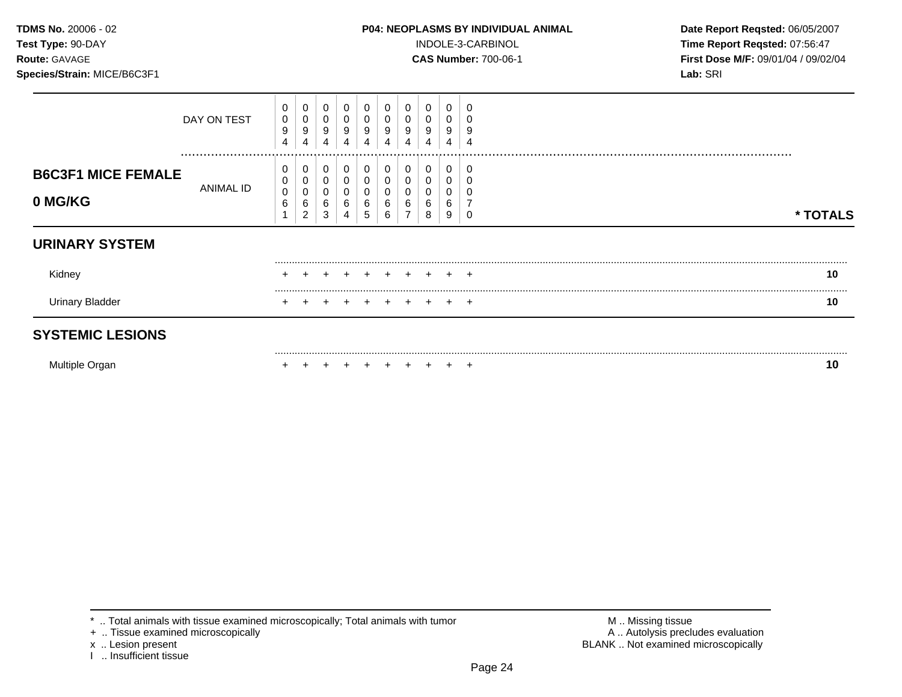**TDMS No.** 20006 - 02
**Test Type:** 90-DAY
**Route:** GAVAGE
**Species/Strain:** MICE/B6C3F1

**P04: NEOPLASMS BY INDIVIDUAL ANIMAL**
INDOLE-3-CARBINOL
**CAS Number:** 700-06-1

**Date Report Reqsted:** 06/05/2007
**Time Report Reqsted:** 07:56:47
**First Dose M/F:** 09/01/04 / 09/02/04
**Lab:** SRI

| | | | | | | | | | | | |
|---|---|---|---|---|---|---|---|---|---|---|---|
| DAY ON TEST | 0094 | 0094 | 0094 | 0094 | 0094 | 0094 | 0094 | 0094 | 0094 | 0094 | |
| **B6C3F1 MICE FEMALE 0 MG/KG** — ANIMAL ID | 00061 | 00062 | 00063 | 00064 | 00065 | 00066 | 00067 | 00068 | 00069 | 00070 | *** TOTALS** |
| **URINARY SYSTEM** | | | | | | | | | | | |
| Kidney | + | + | + | + | + | + | + | + | + | + | **10** |
| Urinary Bladder | + | + | + | + | + | + | + | + | + | + | **10** |
| **SYSTEMIC LESIONS** | | | | | | | | | | | |
| Multiple Organ | + | + | + | + | + | + | + | + | + | + | **10** |

\* .. Total animals with tissue examined microscopically; Total animals with tumor
\+ .. Tissue examined microscopically
x .. Lesion present
I .. Insufficient tissue

M .. Missing tissue
A .. Autolysis precludes evaluation
BLANK .. Not examined microscopically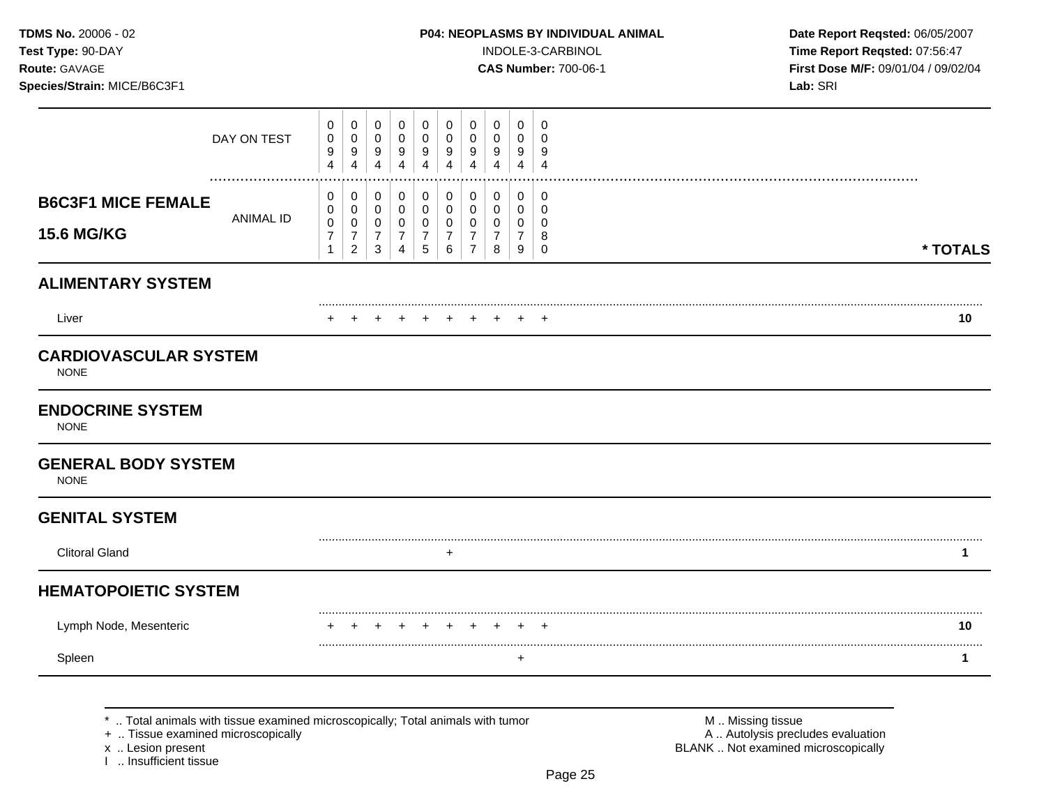**TDMS No.** 20006 - 02
**Test Type:** 90-DAY
**Route:** GAVAGE
**Species/Strain:** MICE/B6C3F1

**P04: NEOPLASMS BY INDIVIDUAL ANIMAL**
INDOLE-3-CARBINOL
**CAS Number:** 700-06-1

**Date Report Reqsted:** 06/05/2007
**Time Report Reqsted:** 07:56:47
**First Dose M/F:** 09/01/04 / 09/02/04
**Lab:** SRI

| | | | | | | | | | | | |
|---|---|---|---|---|---|---|---|---|---|---|---|
| DAY ON TEST | 0094 | 0094 | 0094 | 0094 | 0094 | 0094 | 0094 | 0094 | 0094 | 0094 | |
| **B6C3F1 MICE FEMALE 15.6 MG/KG** ANIMAL ID | 00071 | 00072 | 00073 | 00074 | 00075 | 00076 | 00077 | 00078 | 00079 | 00080 | **\* TOTALS** |
| **ALIMENTARY SYSTEM** | | | | | | | | | | | |
| Liver | + | + | + | + | + | + | + | + | + | + | **10** |
| **CARDIOVASCULAR SYSTEM** | | | | | | | | | | | |
| NONE | | | | | | | | | | | |
| **ENDOCRINE SYSTEM** | | | | | | | | | | | |
| NONE | | | | | | | | | | | |
| **GENERAL BODY SYSTEM** | | | | | | | | | | | |
| NONE | | | | | | | | | | | |
| **GENITAL SYSTEM** | | | | | | | | | | | |
| Clitoral Gland | | | | | | + | | | | | **1** |
| **HEMATOPOIETIC SYSTEM** | | | | | | | | | | | |
| Lymph Node, Mesenteric | + | + | + | + | + | + | + | + | + | + | **10** |
| Spleen | | | | | | | | | + | | **1** |

\* .. Total animals with tissue examined microscopically; Total animals with tumor
\+ .. Tissue examined microscopically
x .. Lesion present
I .. Insufficient tissue

M .. Missing tissue
A .. Autolysis precludes evaluation
BLANK .. Not examined microscopically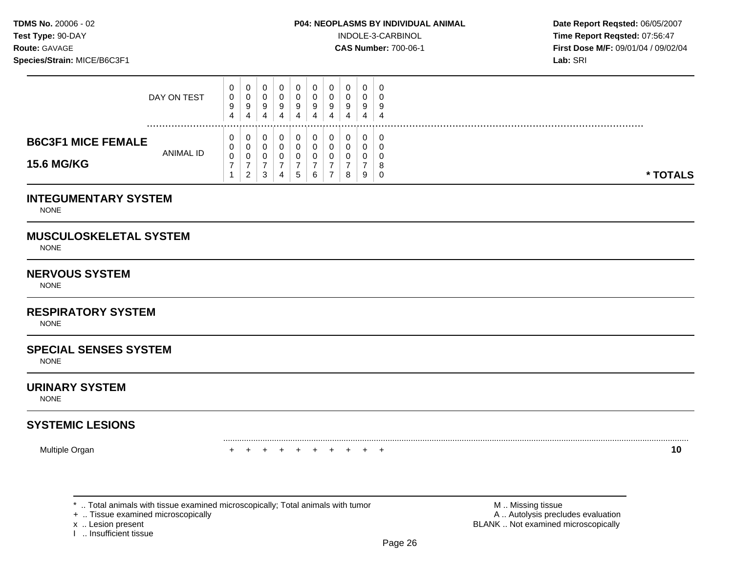**TDMS No.** 20006 - 02
**Test Type:** 90-DAY
**Route:** GAVAGE
**Species/Strain:** MICE/B6C3F1

**P04: NEOPLASMS BY INDIVIDUAL ANIMAL**
INDOLE-3-CARBINOL
**CAS Number:** 700-06-1

**Date Report Reqsted:** 06/05/2007
**Time Report Reqsted:** 07:56:47
**First Dose M/F:** 09/01/04 / 09/02/04
**Lab:** SRI

| | | | | | | | | | | | |
|---|---|---|---|---|---|---|---|---|---|---|---|
| DAY ON TEST | 0094 | 0094 | 0094 | 0094 | 0094 | 0094 | 0094 | 0094 | 0094 | 0094 | |
| **B6C3F1 MICE FEMALE 15.6 MG/KG** ANIMAL ID | 00071 | 00072 | 00073 | 00074 | 00075 | 00076 | 00077 | 00078 | 00079 | 00080 | *** TOTALS** |
| **INTEGUMENTARY SYSTEM** | | | | | | | | | | | |
| NONE | | | | | | | | | | | |
| **MUSCULOSKELETAL SYSTEM** | | | | | | | | | | | |
| NONE | | | | | | | | | | | |
| **NERVOUS SYSTEM** | | | | | | | | | | | |
| NONE | | | | | | | | | | | |
| **RESPIRATORY SYSTEM** | | | | | | | | | | | |
| NONE | | | | | | | | | | | |
| **SPECIAL SENSES SYSTEM** | | | | | | | | | | | |
| NONE | | | | | | | | | | | |
| **URINARY SYSTEM** | | | | | | | | | | | |
| NONE | | | | | | | | | | | |
| **SYSTEMIC LESIONS** | | | | | | | | | | | |
| Multiple Organ | + | + | + | + | + | + | + | + | + | + | **10** |

* .. Total animals with tissue examined microscopically; Total animals with tumor
+ .. Tissue examined microscopically
x .. Lesion present
I .. Insufficient tissue

M .. Missing tissue
A .. Autolysis precludes evaluation
BLANK .. Not examined microscopically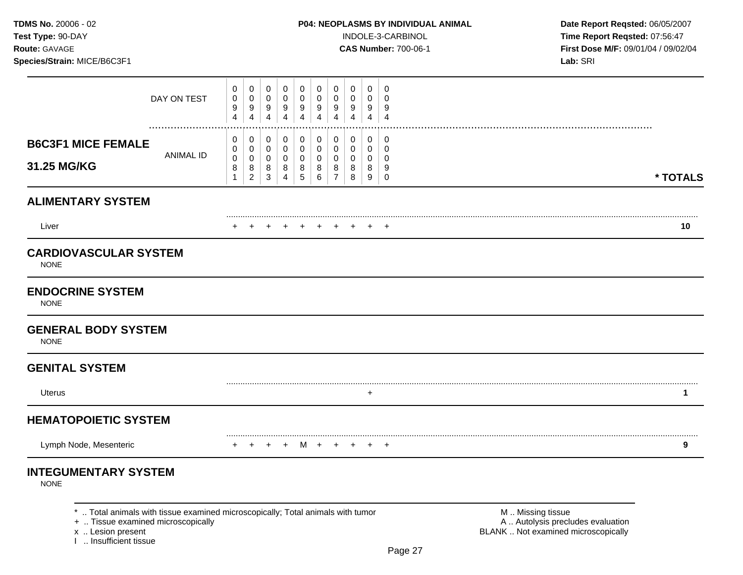**TDMS No.** 20006 - 02
**Test Type:** 90-DAY
**Route:** GAVAGE
**Species/Strain:** MICE/B6C3F1

**P04: NEOPLASMS BY INDIVIDUAL ANIMAL**
INDOLE-3-CARBINOL
**CAS Number:** 700-06-1

**Date Report Reqsted:** 06/05/2007
**Time Report Reqsted:** 07:56:47
**First Dose M/F:** 09/01/04 / 09/02/04
**Lab:** SRI

| | | | | | | | | | | | |
|---|---|---|---|---|---|---|---|---|---|---|---|
| DAY ON TEST | 0094 | 0094 | 0094 | 0094 | 0094 | 0094 | 0094 | 0094 | 0094 | 0094 | |
| **B6C3F1 MICE FEMALE 31.25 MG/KG** ANIMAL ID | 00081 | 00082 | 00083 | 00084 | 00085 | 00086 | 00087 | 00088 | 00089 | 00090 | *** TOTALS** |
| **ALIMENTARY SYSTEM** | | | | | | | | | | | |
| Liver | + | + | + | + | + | + | + | + | + | + | **10** |
| **CARDIOVASCULAR SYSTEM** | | | | | | | | | | | |
| NONE | | | | | | | | | | | |
| **ENDOCRINE SYSTEM** | | | | | | | | | | | |
| NONE | | | | | | | | | | | |
| **GENERAL BODY SYSTEM** | | | | | | | | | | | |
| NONE | | | | | | | | | | | |
| **GENITAL SYSTEM** | | | | | | | | | | | |
| Uterus | | | | | | | | | + | | **1** |
| **HEMATOPOIETIC SYSTEM** | | | | | | | | | | | |
| Lymph Node, Mesenteric | + | + | + | + | M | + | + | + | + | + | **9** |
| **INTEGUMENTARY SYSTEM** | | | | | | | | | | | |
| NONE | | | | | | | | | | | |

\* .. Total animals with tissue examined microscopically; Total animals with tumor
\+ .. Tissue examined microscopically
x .. Lesion present
I .. Insufficient tissue

M .. Missing tissue
A .. Autolysis precludes evaluation
BLANK .. Not examined microscopically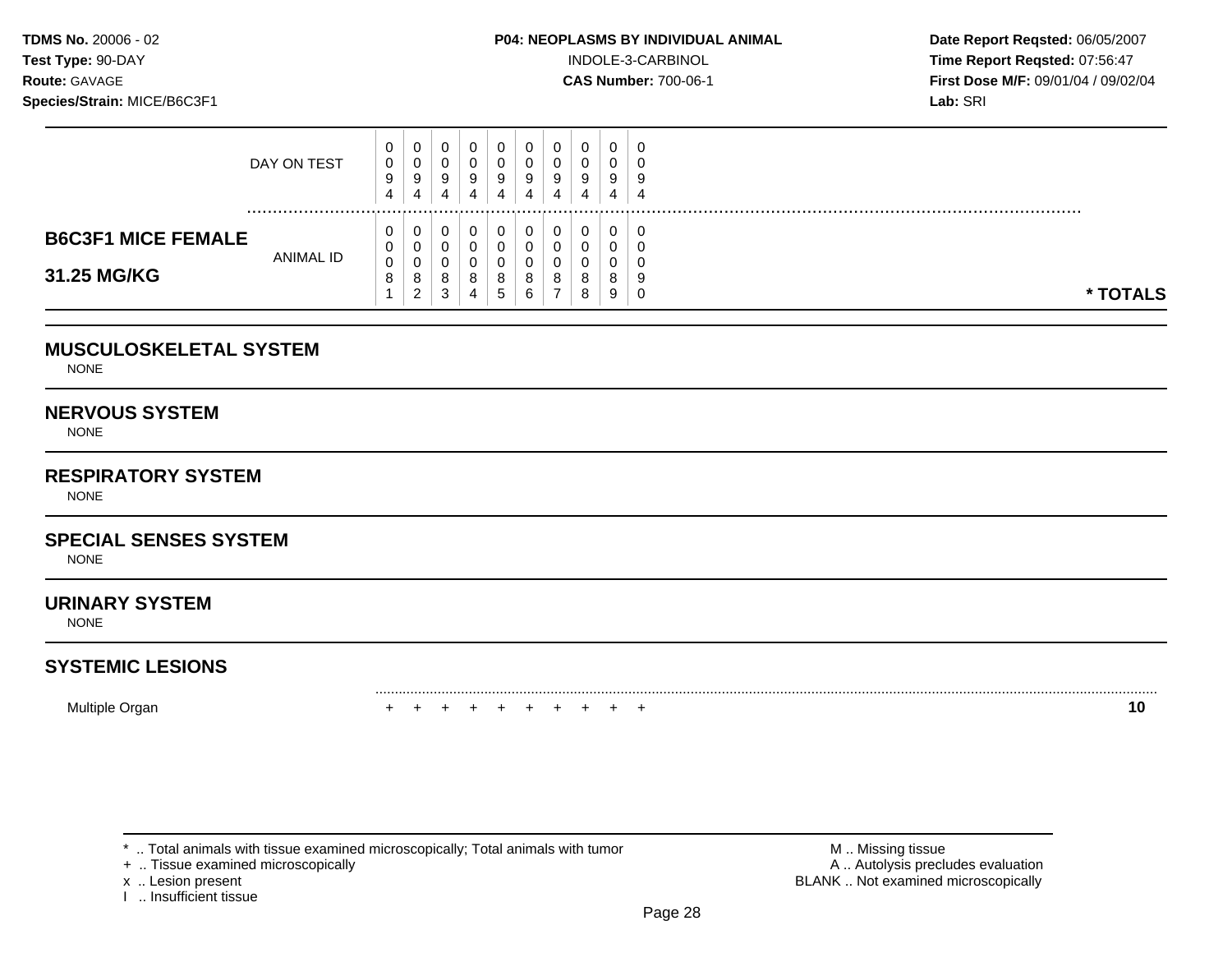**TDMS No.** 20006 - 02
**Test Type:** 90-DAY
**Route:** GAVAGE
**Species/Strain:** MICE/B6C3F1

**P04: NEOPLASMS BY INDIVIDUAL ANIMAL**
INDOLE-3-CARBINOL
**CAS Number:** 700-06-1

**Date Report Reqsted:** 06/05/2007
**Time Report Reqsted:** 07:56:47
**First Dose M/F:** 09/01/04 / 09/02/04
**Lab:** SRI

| | | | | | | | | | | | |
|---|---|---|---|---|---|---|---|---|---|---|---|
| DAY ON TEST | 0094 | 0094 | 0094 | 0094 | 0094 | 0094 | 0094 | 0094 | 0094 | 0094 | |
| **B6C3F1 MICE FEMALE 31.25 MG/KG** ANIMAL ID | 00081 | 00082 | 00083 | 00084 | 00085 | 00086 | 00087 | 00088 | 00089 | 00090 | *** TOTALS** |

## MUSCULOSKELETAL SYSTEM

NONE

## NERVOUS SYSTEM

NONE

## RESPIRATORY SYSTEM

NONE

## SPECIAL SENSES SYSTEM

NONE

## URINARY SYSTEM

NONE

## SYSTEMIC LESIONS

| | | | | | | | | | | | |
|---|---|---|---|---|---|---|---|---|---|---|---|
| Multiple Organ | + | + | + | + | + | + | + | + | + | + | **10** |

\* .. Total animals with tissue examined microscopically; Total animals with tumor
\+ .. Tissue examined microscopically
x .. Lesion present
I .. Insufficient tissue

M .. Missing tissue
A .. Autolysis precludes evaluation
BLANK .. Not examined microscopically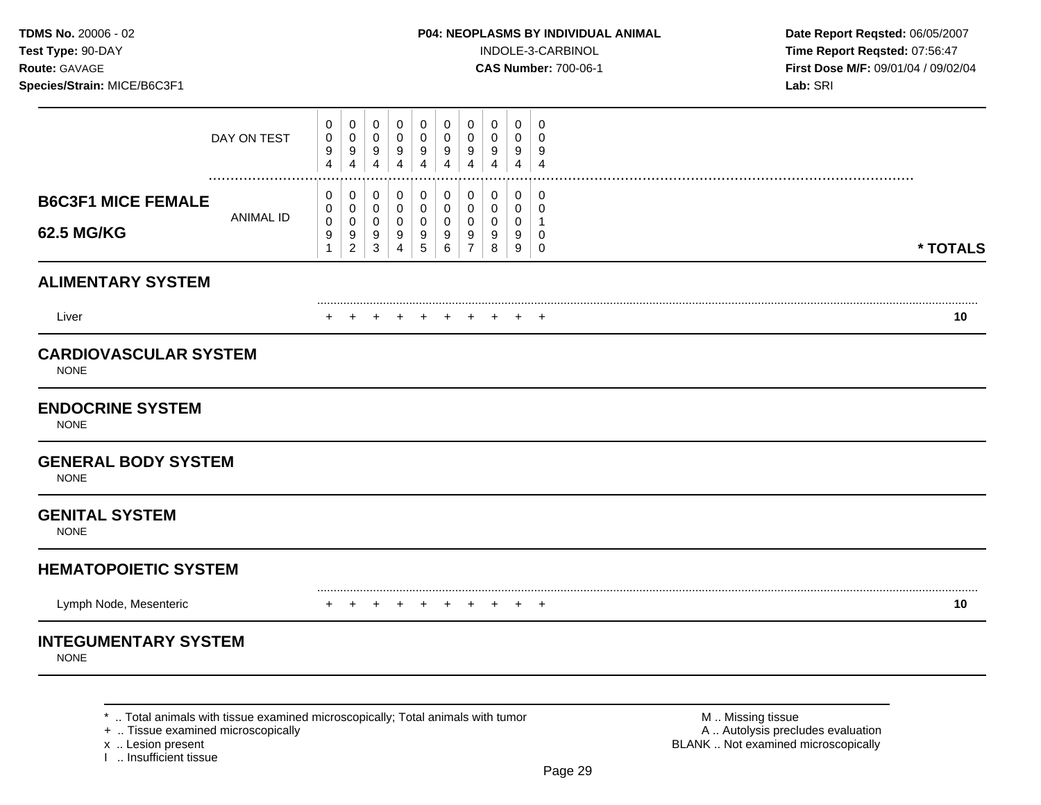**TDMS No.** 20006 - 02
**Test Type:** 90-DAY
**Route:** GAVAGE
**Species/Strain:** MICE/B6C3F1

**P04: NEOPLASMS BY INDIVIDUAL ANIMAL**
INDOLE-3-CARBINOL
**CAS Number:** 700-06-1

**Date Report Reqsted:** 06/05/2007
**Time Report Reqsted:** 07:56:47
**First Dose M/F:** 09/01/04 / 09/02/04
**Lab:** SRI

| | | | | | | | | | | | |
|---|---|---|---|---|---|---|---|---|---|---|---|
| DAY ON TEST | 0094 | 0094 | 0094 | 0094 | 0094 | 0094 | 0094 | 0094 | 0094 | 0094 | |
| **B6C3F1 MICE FEMALE 62.5 MG/KG** — ANIMAL ID | 00091 | 00092 | 00093 | 00094 | 00095 | 00096 | 00097 | 00098 | 00099 | 00100 | *** TOTALS** |
| **ALIMENTARY SYSTEM** | | | | | | | | | | | |
| Liver | + | + | + | + | + | + | + | + | + | + | **10** |
| **CARDIOVASCULAR SYSTEM** | | | | | | | | | | | |
| NONE | | | | | | | | | | | |
| **ENDOCRINE SYSTEM** | | | | | | | | | | | |
| NONE | | | | | | | | | | | |
| **GENERAL BODY SYSTEM** | | | | | | | | | | | |
| NONE | | | | | | | | | | | |
| **GENITAL SYSTEM** | | | | | | | | | | | |
| NONE | | | | | | | | | | | |
| **HEMATOPOIETIC SYSTEM** | | | | | | | | | | | |
| Lymph Node, Mesenteric | + | + | + | + | + | + | + | + | + | + | **10** |
| **INTEGUMENTARY SYSTEM** | | | | | | | | | | | |
| NONE | | | | | | | | | | | |

\* .. Total animals with tissue examined microscopically; Total animals with tumor
\+ .. Tissue examined microscopically
x .. Lesion present
I .. Insufficient tissue

M .. Missing tissue
A .. Autolysis precludes evaluation
BLANK .. Not examined microscopically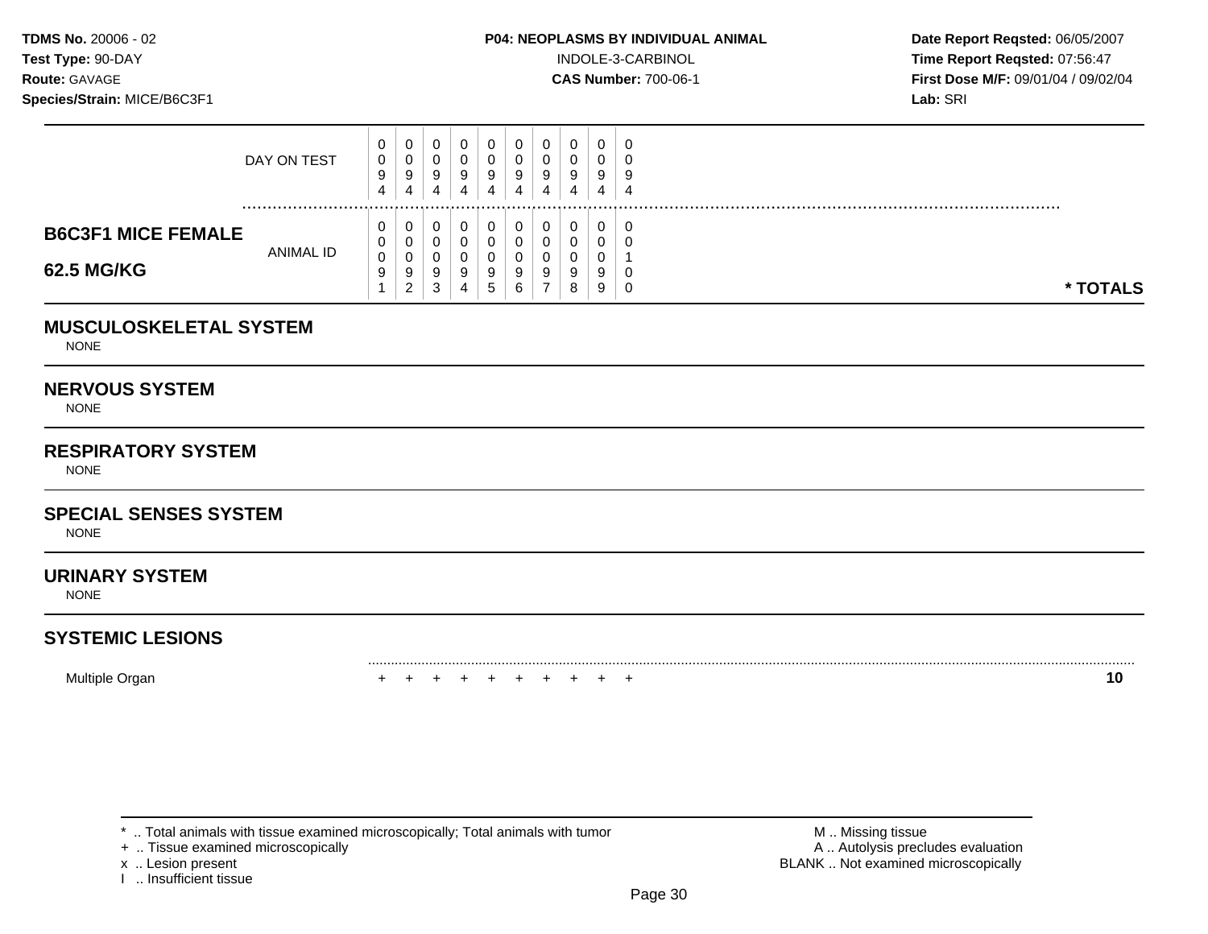**TDMS No.** 20006 - 02
**Test Type:** 90-DAY
**Route:** GAVAGE
**Species/Strain:** MICE/B6C3F1

**P04: NEOPLASMS BY INDIVIDUAL ANIMAL**
INDOLE-3-CARBINOL
**CAS Number:** 700-06-1

**Date Report Reqsted:** 06/05/2007
**Time Report Reqsted:** 07:56:47
**First Dose M/F:** 09/01/04 / 09/02/04
**Lab:** SRI

| | | | | | | | | | | | |
|---|---|---|---|---|---|---|---|---|---|---|---|
| DAY ON TEST | 0094 | 0094 | 0094 | 0094 | 0094 | 0094 | 0094 | 0094 | 0094 | 0094 | |
| **B6C3F1 MICE FEMALE 62.5 MG/KG** ANIMAL ID | 00091 | 00092 | 00093 | 00094 | 00095 | 00096 | 00097 | 00098 | 00099 | 00100 | *** TOTALS** |
| **MUSCULOSKELETAL SYSTEM** | | | | | | | | | | | |
| NONE | | | | | | | | | | | |
| **NERVOUS SYSTEM** | | | | | | | | | | | |
| NONE | | | | | | | | | | | |
| **RESPIRATORY SYSTEM** | | | | | | | | | | | |
| NONE | | | | | | | | | | | |
| **SPECIAL SENSES SYSTEM** | | | | | | | | | | | |
| NONE | | | | | | | | | | | |
| **URINARY SYSTEM** | | | | | | | | | | | |
| NONE | | | | | | | | | | | |
| **SYSTEMIC LESIONS** | | | | | | | | | | | |
| Multiple Organ | + | + | + | + | + | + | + | + | + | + | **10** |

* .. Total animals with tissue examined microscopically; Total animals with tumor
+ .. Tissue examined microscopically
x .. Lesion present
I .. Insufficient tissue

M .. Missing tissue
A .. Autolysis precludes evaluation
BLANK .. Not examined microscopically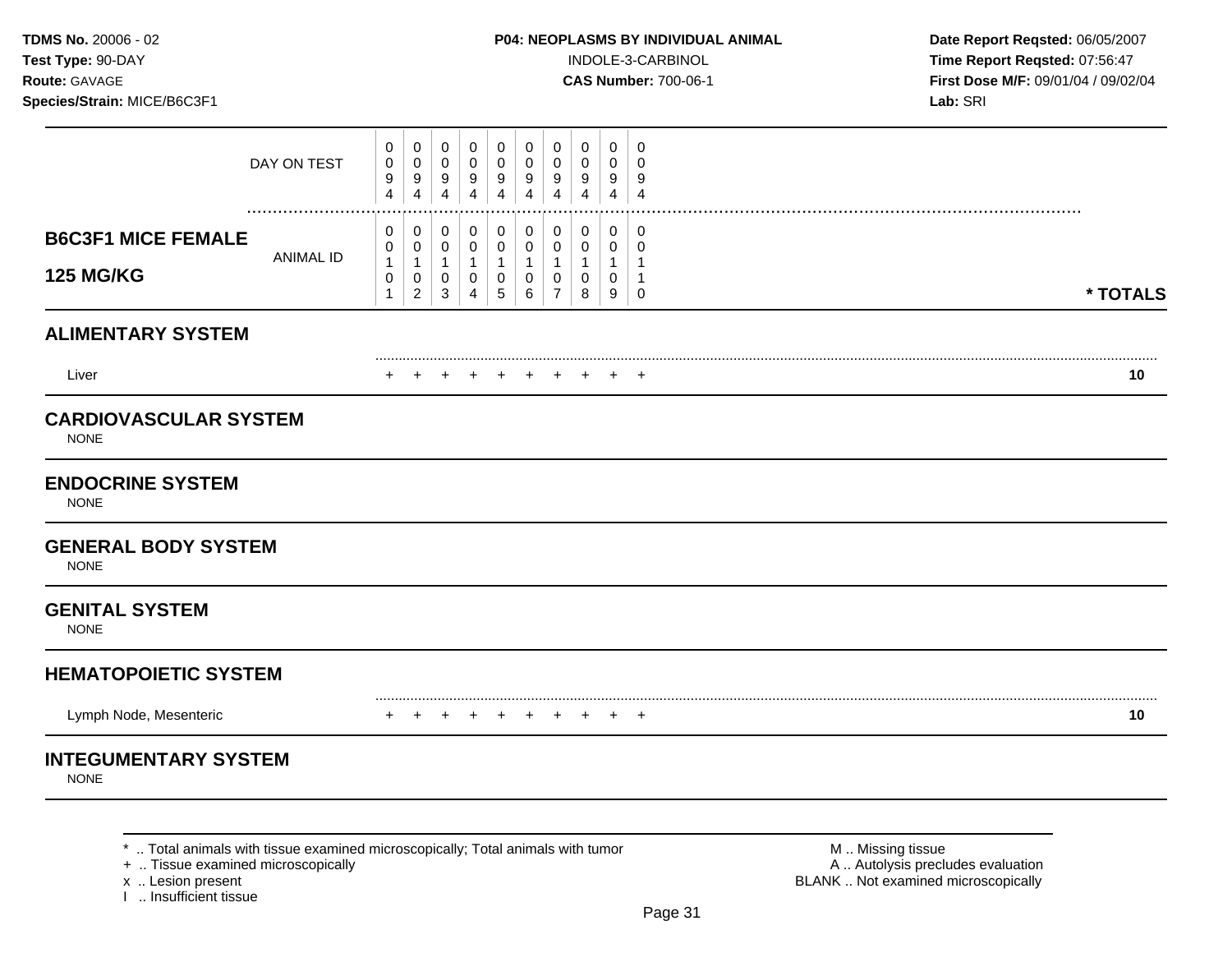**TDMS No.** 20006 - 02
**Test Type:** 90-DAY
**Route:** GAVAGE
**Species/Strain:** MICE/B6C3F1

**P04: NEOPLASMS BY INDIVIDUAL ANIMAL**
INDOLE-3-CARBINOL
**CAS Number:** 700-06-1

**Date Report Reqsted:** 06/05/2007
**Time Report Reqsted:** 07:56:47
**First Dose M/F:** 09/01/04 / 09/02/04
**Lab:** SRI

| **B6C3F1 MICE FEMALE 125 MG/KG** | | | | | | | | | | | |
|---|---|---|---|---|---|---|---|---|---|---|---|
| DAY ON TEST | 0094 | 0094 | 0094 | 0094 | 0094 | 0094 | 0094 | 0094 | 0094 | 0094 | |
| ANIMAL ID | 00101 | 00102 | 00103 | 00104 | 00105 | 00106 | 00107 | 00108 | 00109 | 00110 | *** TOTALS** |
| **ALIMENTARY SYSTEM** | | | | | | | | | | | |
| Liver | + | + | + | + | + | + | + | + | + | + | **10** |
| **CARDIOVASCULAR SYSTEM** | | | | | | | | | | | |
| NONE | | | | | | | | | | | |
| **ENDOCRINE SYSTEM** | | | | | | | | | | | |
| NONE | | | | | | | | | | | |
| **GENERAL BODY SYSTEM** | | | | | | | | | | | |
| NONE | | | | | | | | | | | |
| **GENITAL SYSTEM** | | | | | | | | | | | |
| NONE | | | | | | | | | | | |
| **HEMATOPOIETIC SYSTEM** | | | | | | | | | | | |
| Lymph Node, Mesenteric | + | + | + | + | + | + | + | + | + | + | **10** |
| **INTEGUMENTARY SYSTEM** | | | | | | | | | | | |
| NONE | | | | | | | | | | | |

\* .. Total animals with tissue examined microscopically; Total animals with tumor
\+ .. Tissue examined microscopically
x .. Lesion present
I .. Insufficient tissue

M .. Missing tissue
A .. Autolysis precludes evaluation
BLANK .. Not examined microscopically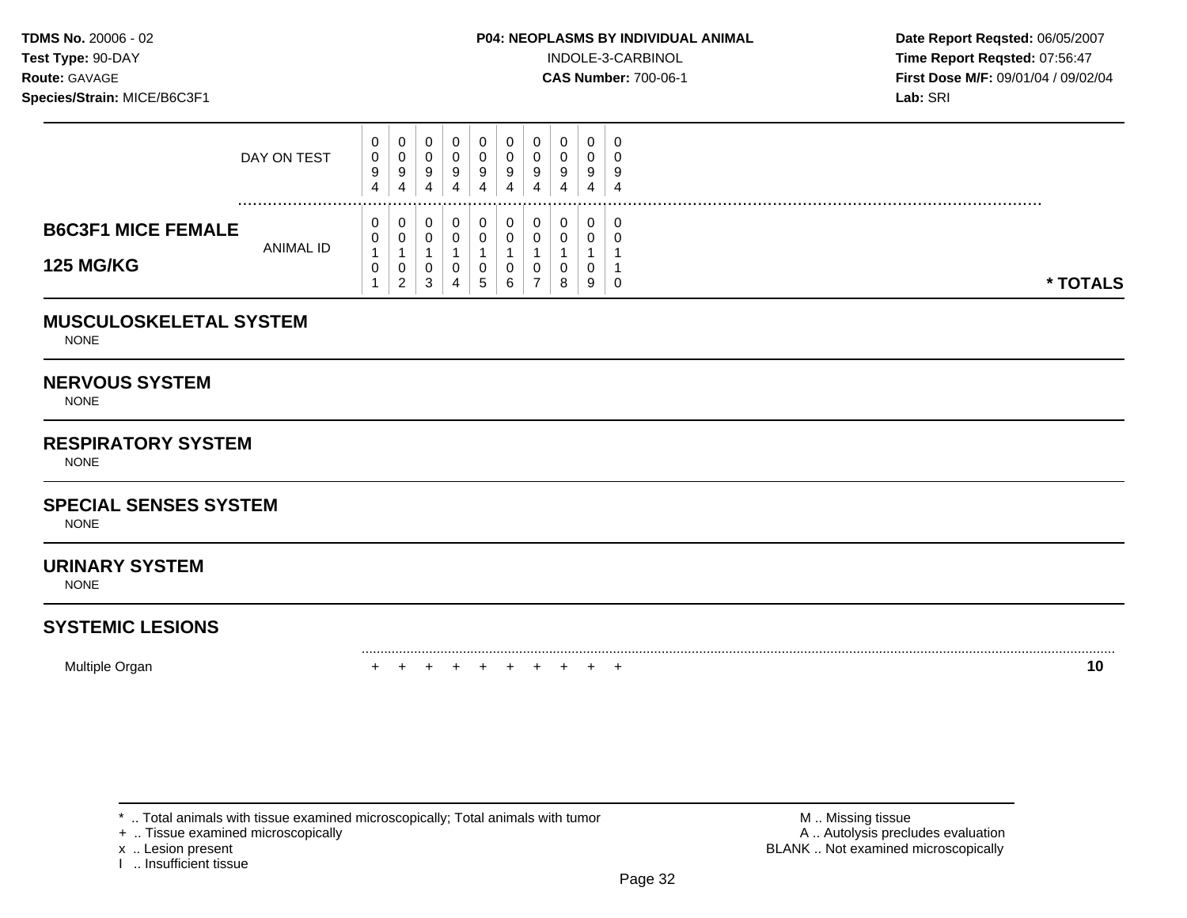**TDMS No.** 20006 - 02
**Test Type:** 90-DAY
**Route:** GAVAGE
**Species/Strain:** MICE/B6C3F1

**P04: NEOPLASMS BY INDIVIDUAL ANIMAL**
INDOLE-3-CARBINOL
**CAS Number:** 700-06-1

**Date Report Reqsted:** 06/05/2007
**Time Report Reqsted:** 07:56:47
**First Dose M/F:** 09/01/04 / 09/02/04
**Lab:** SRI

| | | | | | | | | | | | |
|---|---|---|---|---|---|---|---|---|---|---|---|
| DAY ON TEST | 0094 | 0094 | 0094 | 0094 | 0094 | 0094 | 0094 | 0094 | 0094 | 0094 | |
| **B6C3F1 MICE FEMALE 125 MG/KG** ANIMAL ID | 00101 | 00102 | 00103 | 00104 | 00105 | 00106 | 00107 | 00108 | 00109 | 00110 | *** TOTALS** |
| **MUSCULOSKELETAL SYSTEM** | | | | | | | | | | | |
| NONE | | | | | | | | | | | |
| **NERVOUS SYSTEM** | | | | | | | | | | | |
| NONE | | | | | | | | | | | |
| **RESPIRATORY SYSTEM** | | | | | | | | | | | |
| NONE | | | | | | | | | | | |
| **SPECIAL SENSES SYSTEM** | | | | | | | | | | | |
| NONE | | | | | | | | | | | |
| **URINARY SYSTEM** | | | | | | | | | | | |
| NONE | | | | | | | | | | | |
| **SYSTEMIC LESIONS** | | | | | | | | | | | |
| Multiple Organ | + | + | + | + | + | + | + | + | + | + | **10** |

* .. Total animals with tissue examined microscopically; Total animals with tumor
+ .. Tissue examined microscopically
x .. Lesion present
I .. Insufficient tissue

M .. Missing tissue
A .. Autolysis precludes evaluation
BLANK .. Not examined microscopically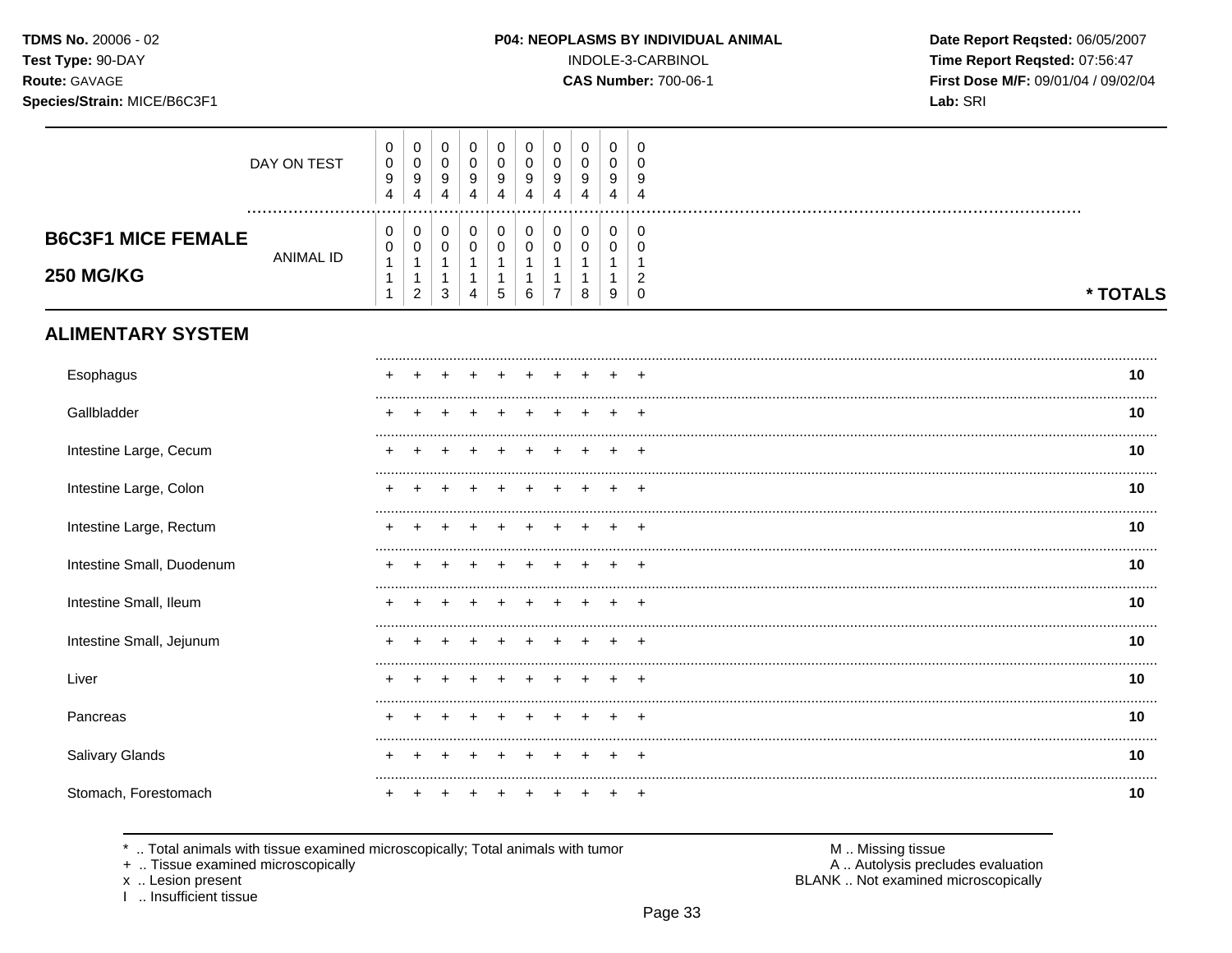**TDMS No.** 20006 - 02
**Test Type:** 90-DAY
**Route:** GAVAGE
**Species/Strain:** MICE/B6C3F1

**P04: NEOPLASMS BY INDIVIDUAL ANIMAL**
INDOLE-3-CARBINOL
**CAS Number:** 700-06-1

**Date Report Reqsted:** 06/05/2007
**Time Report Reqsted:** 07:56:47
**First Dose M/F:** 09/01/04 / 09/02/04
**Lab:** SRI

| | | | | | | | | | | | |
|---|---|---|---|---|---|---|---|---|---|---|---|
| DAY ON TEST | 0094 | 0094 | 0094 | 0094 | 0094 | 0094 | 0094 | 0094 | 0094 | 0094 | |
| **B6C3F1 MICE FEMALE 250 MG/KG** — ANIMAL ID | 00111 | 00112 | 00113 | 00114 | 00115 | 00116 | 00117 | 00118 | 00119 | 00120 | *** TOTALS** |
| **ALIMENTARY SYSTEM** | | | | | | | | | | | |
| Esophagus | + | + | + | + | + | + | + | + | + | + | 10 |
| Gallbladder | + | + | + | + | + | + | + | + | + | + | 10 |
| Intestine Large, Cecum | + | + | + | + | + | + | + | + | + | + | 10 |
| Intestine Large, Colon | + | + | + | + | + | + | + | + | + | + | 10 |
| Intestine Large, Rectum | + | + | + | + | + | + | + | + | + | + | 10 |
| Intestine Small, Duodenum | + | + | + | + | + | + | + | + | + | + | 10 |
| Intestine Small, Ileum | + | + | + | + | + | + | + | + | + | + | 10 |
| Intestine Small, Jejunum | + | + | + | + | + | + | + | + | + | + | 10 |
| Liver | + | + | + | + | + | + | + | + | + | + | 10 |
| Pancreas | + | + | + | + | + | + | + | + | + | + | 10 |
| Salivary Glands | + | + | + | + | + | + | + | + | + | + | 10 |
| Stomach, Forestomach | + | + | + | + | + | + | + | + | + | + | 10 |

* .. Total animals with tissue examined microscopically; Total animals with tumor
+ .. Tissue examined microscopically
x .. Lesion present
I .. Insufficient tissue

M .. Missing tissue
A .. Autolysis precludes evaluation
BLANK .. Not examined microscopically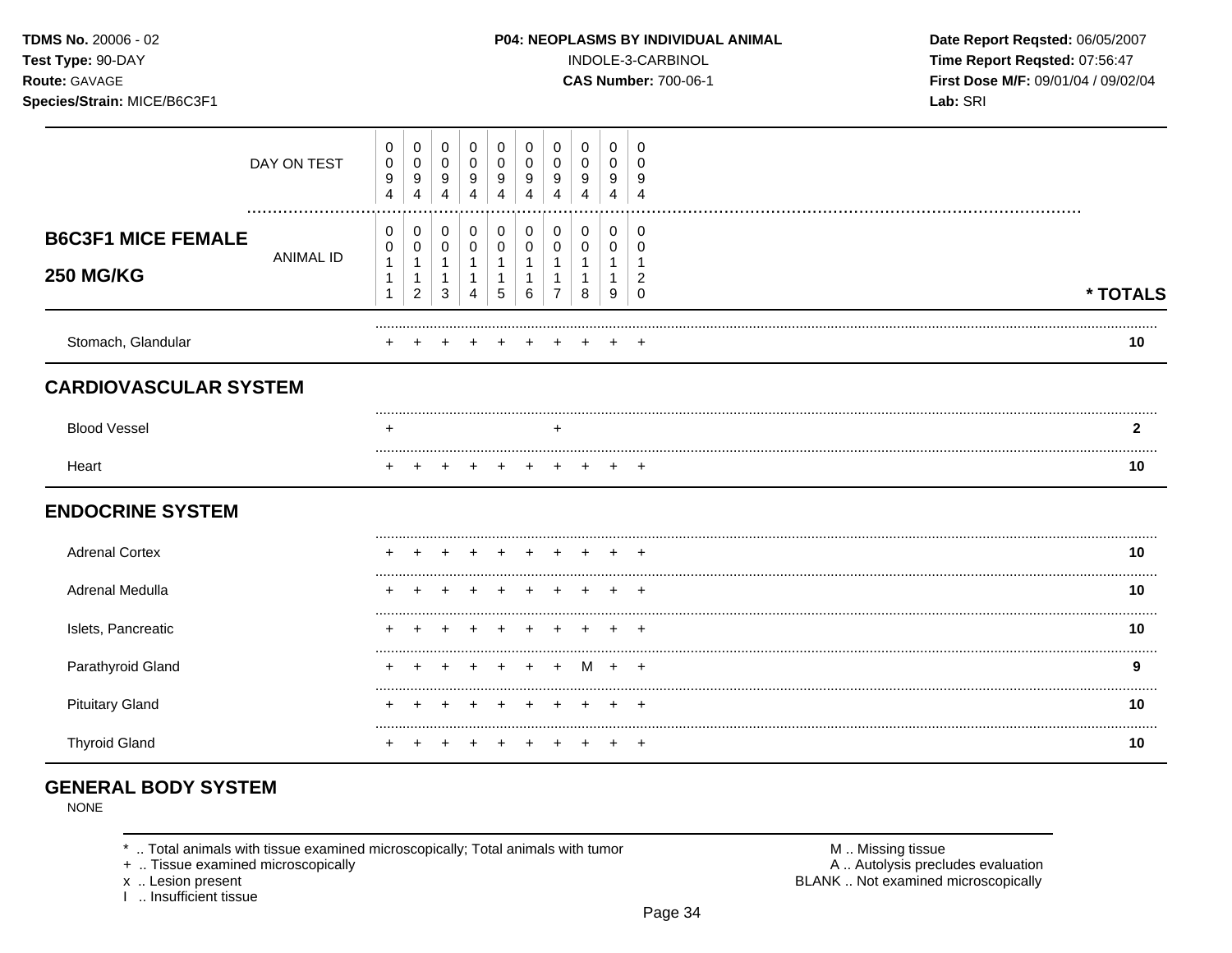**TDMS No.** 20006 - 02
**Test Type:** 90-DAY
**Route:** GAVAGE
**Species/Strain:** MICE/B6C3F1

**P04: NEOPLASMS BY INDIVIDUAL ANIMAL**
INDOLE-3-CARBINOL
**CAS Number:** 700-06-1

**Date Report Reqsted:** 06/05/2007
**Time Report Reqsted:** 07:56:47
**First Dose M/F:** 09/01/04 / 09/02/04
**Lab:** SRI

| **B6C3F1 MICE FEMALE 250 MG/KG** | | | | | | | | | | | |
|---|---|---|---|---|---|---|---|---|---|---|---|
| DAY ON TEST | 0094 | 0094 | 0094 | 0094 | 0094 | 0094 | 0094 | 0094 | 0094 | 0094 | |
| ANIMAL ID | 00111 | 00112 | 00113 | 00114 | 00115 | 00116 | 00117 | 00118 | 00119 | 00120 | **\* TOTALS** |
| Stomach, Glandular | + | + | + | + | + | + | + | + | + | + | **10** |
| **CARDIOVASCULAR SYSTEM** | | | | | | | | | | | |
| Blood Vessel | + | | | | | | + | | | | **2** |
| Heart | + | + | + | + | + | + | + | + | + | + | **10** |
| **ENDOCRINE SYSTEM** | | | | | | | | | | | |
| Adrenal Cortex | + | + | + | + | + | + | + | + | + | + | **10** |
| Adrenal Medulla | + | + | + | + | + | + | + | + | + | + | **10** |
| Islets, Pancreatic | + | + | + | + | + | + | + | + | + | + | **10** |
| Parathyroid Gland | + | + | + | + | + | + | + | M | + | + | **9** |
| Pituitary Gland | + | + | + | + | + | + | + | + | + | + | **10** |
| Thyroid Gland | + | + | + | + | + | + | + | + | + | + | **10** |

## GENERAL BODY SYSTEM

NONE

\* .. Total animals with tissue examined microscopically; Total animals with tumor
\+ .. Tissue examined microscopically
x .. Lesion present
I .. Insufficient tissue

M .. Missing tissue
A .. Autolysis precludes evaluation
BLANK .. Not examined microscopically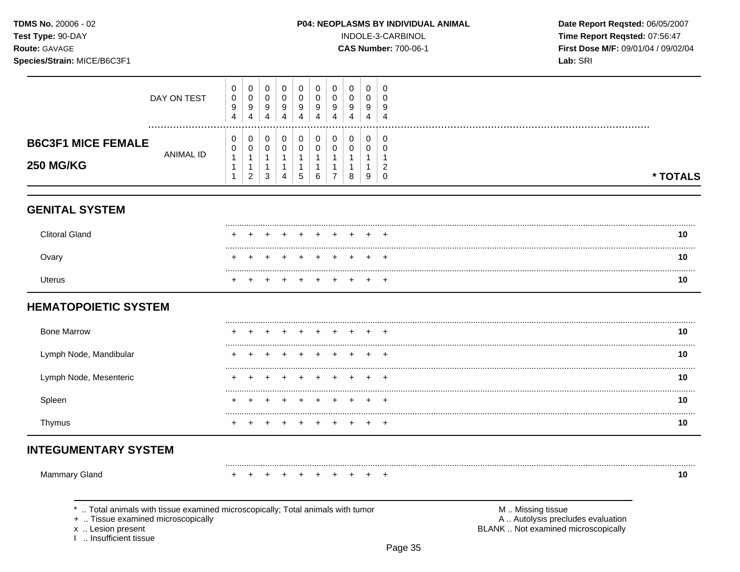**TDMS No.** 20006 - 02
**Test Type:** 90-DAY
**Route:** GAVAGE
**Species/Strain:** MICE/B6C3F1

**P04: NEOPLASMS BY INDIVIDUAL ANIMAL**
INDOLE-3-CARBINOL
**CAS Number:** 700-06-1

**Date Report Reqsted:** 06/05/2007
**Time Report Reqsted:** 07:56:47
**First Dose M/F:** 09/01/04 / 09/02/04
**Lab:** SRI

| **B6C3F1 MICE FEMALE 250 MG/KG** | | | | | | | | | | | |
|---|---|---|---|---|---|---|---|---|---|---|---|
| DAY ON TEST | 0094 | 0094 | 0094 | 0094 | 0094 | 0094 | 0094 | 0094 | 0094 | 0094 | |
| ANIMAL ID | 00111 | 00112 | 00113 | 00114 | 00115 | 00116 | 00117 | 00118 | 00119 | 00120 | * TOTALS |
| **GENITAL SYSTEM** | | | | | | | | | | | |
| Clitoral Gland | + | + | + | + | + | + | + | + | + | + | 10 |
| Ovary | + | + | + | + | + | + | + | + | + | + | 10 |
| Uterus | + | + | + | + | + | + | + | + | + | + | 10 |
| **HEMATOPOIETIC SYSTEM** | | | | | | | | | | | |
| Bone Marrow | + | + | + | + | + | + | + | + | + | + | 10 |
| Lymph Node, Mandibular | + | + | + | + | + | + | + | + | + | + | 10 |
| Lymph Node, Mesenteric | + | + | + | + | + | + | + | + | + | + | 10 |
| Spleen | + | + | + | + | + | + | + | + | + | + | 10 |
| Thymus | + | + | + | + | + | + | + | + | + | + | 10 |
| **INTEGUMENTARY SYSTEM** | | | | | | | | | | | |
| Mammary Gland | + | + | + | + | + | + | + | + | + | + | 10 |

\* .. Total animals with tissue examined microscopically; Total animals with tumor
\+ .. Tissue examined microscopically
x .. Lesion present
I .. Insufficient tissue

M .. Missing tissue
A .. Autolysis precludes evaluation
BLANK .. Not examined microscopically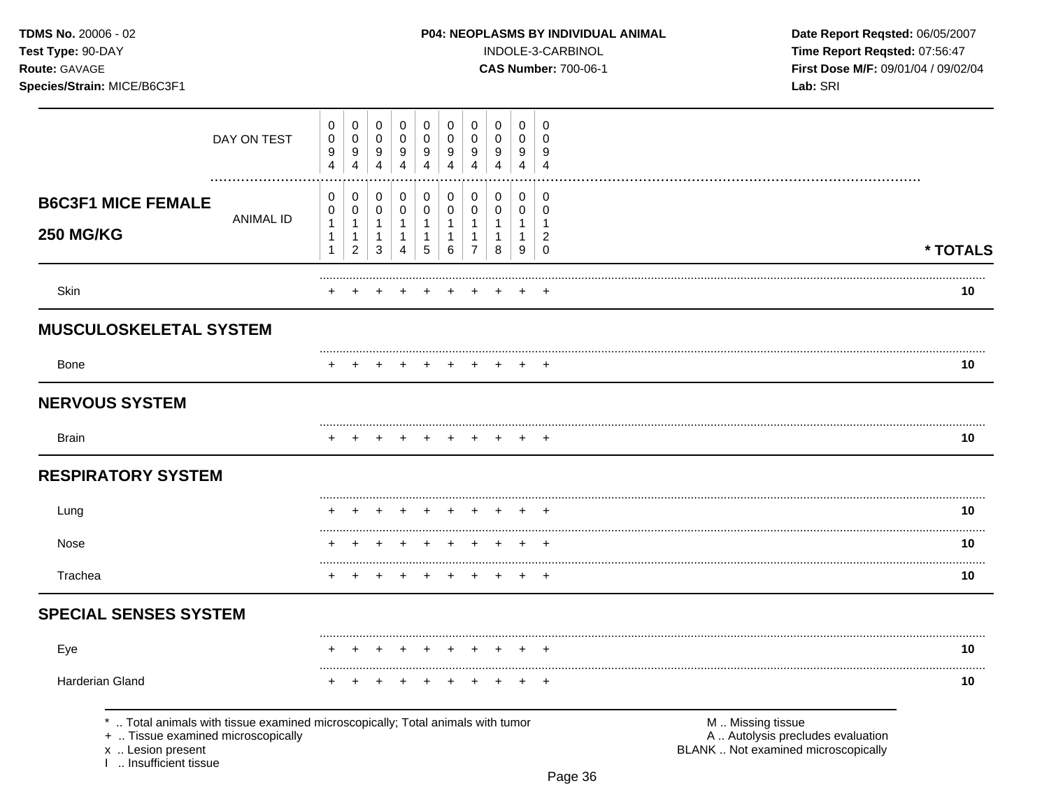**TDMS No.** 20006 - 02
**Test Type:** 90-DAY
**Route:** GAVAGE
**Species/Strain:** MICE/B6C3F1

**P04: NEOPLASMS BY INDIVIDUAL ANIMAL**
INDOLE-3-CARBINOL
**CAS Number:** 700-06-1

**Date Report Reqsted:** 06/05/2007
**Time Report Reqsted:** 07:56:47
**First Dose M/F:** 09/01/04 / 09/02/04
**Lab:** SRI

| **B6C3F1 MICE FEMALE 250 MG/KG** | | | | | | | | | | | |
|---|---|---|---|---|---|---|---|---|---|---|---|
| DAY ON TEST | 0094 | 0094 | 0094 | 0094 | 0094 | 0094 | 0094 | 0094 | 0094 | 0094 | |
| ANIMAL ID | 00111 | 00112 | 00113 | 00114 | 00115 | 00116 | 00117 | 00118 | 00119 | 00120 | * TOTALS |
| Skin | + | + | + | + | + | + | + | + | + | + | 10 |
| **MUSCULOSKELETAL SYSTEM** | | | | | | | | | | | |
| Bone | + | + | + | + | + | + | + | + | + | + | 10 |
| **NERVOUS SYSTEM** | | | | | | | | | | | |
| Brain | + | + | + | + | + | + | + | + | + | + | 10 |
| **RESPIRATORY SYSTEM** | | | | | | | | | | | |
| Lung | + | + | + | + | + | + | + | + | + | + | 10 |
| Nose | + | + | + | + | + | + | + | + | + | + | 10 |
| Trachea | + | + | + | + | + | + | + | + | + | + | 10 |
| **SPECIAL SENSES SYSTEM** | | | | | | | | | | | |
| Eye | + | + | + | + | + | + | + | + | + | + | 10 |
| Harderian Gland | + | + | + | + | + | + | + | + | + | + | 10 |

\* .. Total animals with tissue examined microscopically; Total animals with tumor
\+ .. Tissue examined microscopically
x .. Lesion present
I .. Insufficient tissue

M .. Missing tissue
A .. Autolysis precludes evaluation
BLANK .. Not examined microscopically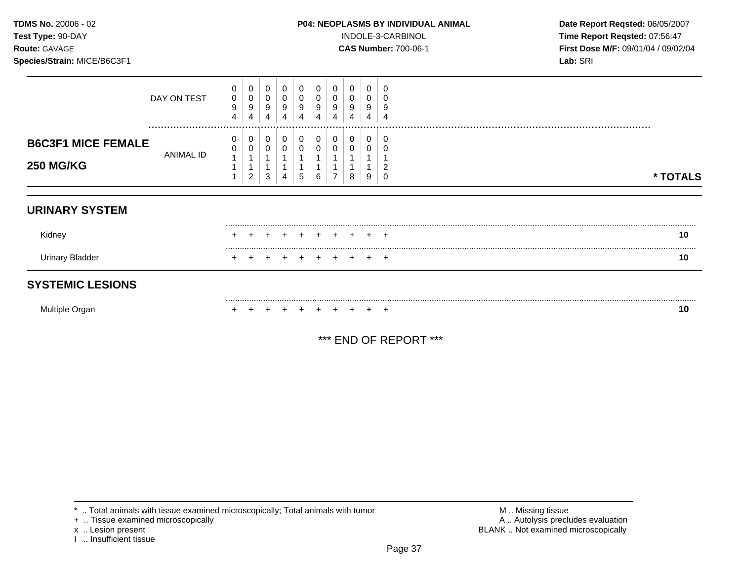**TDMS No.** 20006 - 02
**Test Type:** 90-DAY
**Route:** GAVAGE
**Species/Strain:** MICE/B6C3F1

**P04: NEOPLASMS BY INDIVIDUAL ANIMAL**
INDOLE-3-CARBINOL
**CAS Number:** 700-06-1

**Date Report Reqsted:** 06/05/2007
**Time Report Reqsted:** 07:56:47
**First Dose M/F:** 09/01/04 / 09/02/04
**Lab:** SRI

| | | | | | | | | | | | |
|---|---|---|---|---|---|---|---|---|---|---|---|
| DAY ON TEST | 0094 | 0094 | 0094 | 0094 | 0094 | 0094 | 0094 | 0094 | 0094 | 0094 | |
| **B6C3F1 MICE FEMALE 250 MG/KG** ANIMAL ID | 00111 | 00112 | 00113 | 00114 | 00115 | 00116 | 00117 | 00118 | 00119 | 00120 | **\* TOTALS** |
| **URINARY SYSTEM** | | | | | | | | | | | |
| Kidney | + | + | + | + | + | + | + | + | + | + | **10** |
| Urinary Bladder | + | + | + | + | + | + | + | + | + | + | **10** |
| **SYSTEMIC LESIONS** | | | | | | | | | | | |
| Multiple Organ | + | + | + | + | + | + | + | + | + | + | **10** |

*** END OF REPORT ***

\* .. Total animals with tissue examined microscopically; Total animals with tumor
\+ .. Tissue examined microscopically
x .. Lesion present
I .. Insufficient tissue

M .. Missing tissue
A .. Autolysis precludes evaluation
BLANK .. Not examined microscopically